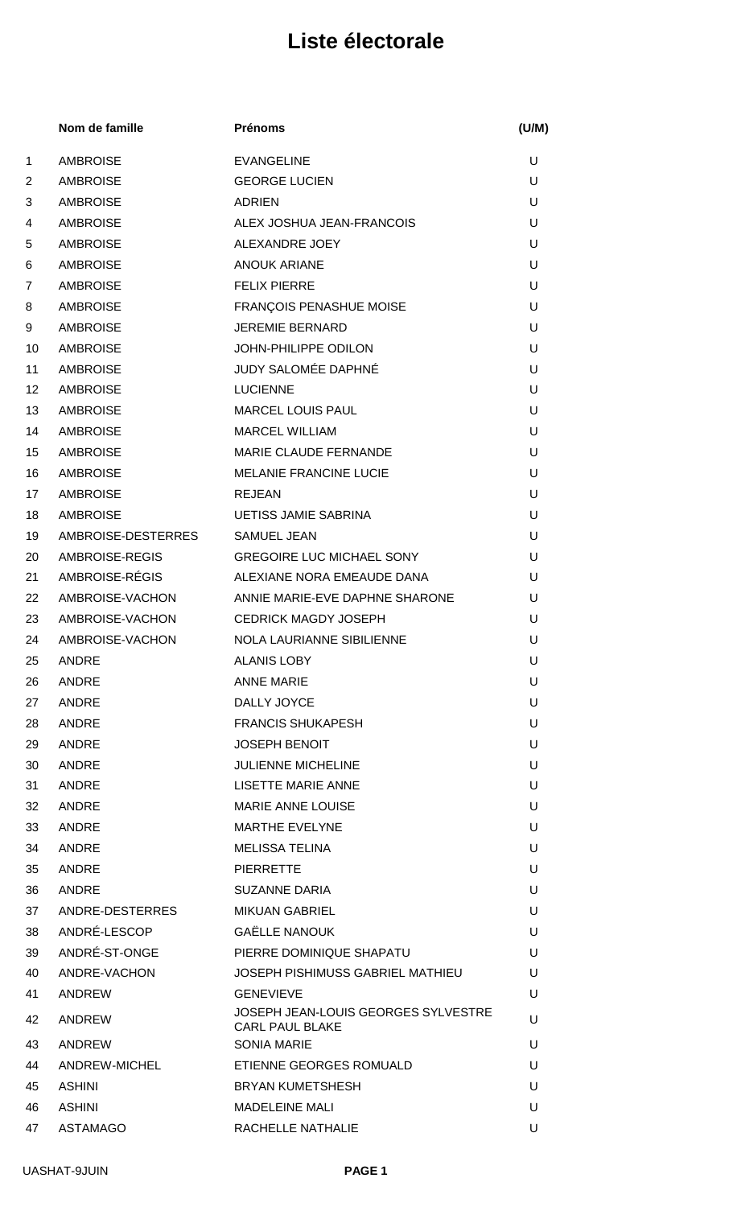# Liste électorale

| | Nom de famille | Prénoms | (U/M) |
|---|---|---|---|
| 1 | AMBROISE | EVANGELINE | U |
| 2 | AMBROISE | GEORGE LUCIEN | U |
| 3 | AMBROISE | ADRIEN | U |
| 4 | AMBROISE | ALEX JOSHUA JEAN-FRANCOIS | U |
| 5 | AMBROISE | ALEXANDRE JOEY | U |
| 6 | AMBROISE | ANOUK ARIANE | U |
| 7 | AMBROISE | FELIX PIERRE | U |
| 8 | AMBROISE | FRANÇOIS PENASHUE MOISE | U |
| 9 | AMBROISE | JEREMIE BERNARD | U |
| 10 | AMBROISE | JOHN-PHILIPPE ODILON | U |
| 11 | AMBROISE | JUDY SALOMÉE DAPHNÉ | U |
| 12 | AMBROISE | LUCIENNE | U |
| 13 | AMBROISE | MARCEL LOUIS PAUL | U |
| 14 | AMBROISE | MARCEL WILLIAM | U |
| 15 | AMBROISE | MARIE CLAUDE FERNANDE | U |
| 16 | AMBROISE | MELANIE FRANCINE LUCIE | U |
| 17 | AMBROISE | REJEAN | U |
| 18 | AMBROISE | UETISS JAMIE SABRINA | U |
| 19 | AMBROISE-DESTERRES | SAMUEL JEAN | U |
| 20 | AMBROISE-REGIS | GREGOIRE LUC MICHAEL SONY | U |
| 21 | AMBROISE-RÉGIS | ALEXIANE NORA EMEAUDE DANA | U |
| 22 | AMBROISE-VACHON | ANNIE MARIE-EVE DAPHNE SHARONE | U |
| 23 | AMBROISE-VACHON | CEDRICK MAGDY JOSEPH | U |
| 24 | AMBROISE-VACHON | NOLA LAURIANNE SIBILIENNE | U |
| 25 | ANDRE | ALANIS LOBY | U |
| 26 | ANDRE | ANNE MARIE | U |
| 27 | ANDRE | DALLY JOYCE | U |
| 28 | ANDRE | FRANCIS SHUKAPESH | U |
| 29 | ANDRE | JOSEPH BENOIT | U |
| 30 | ANDRE | JULIENNE MICHELINE | U |
| 31 | ANDRE | LISETTE MARIE ANNE | U |
| 32 | ANDRE | MARIE ANNE LOUISE | U |
| 33 | ANDRE | MARTHE EVELYNE | U |
| 34 | ANDRE | MELISSA TELINA | U |
| 35 | ANDRE | PIERRETTE | U |
| 36 | ANDRE | SUZANNE DARIA | U |
| 37 | ANDRE-DESTERRES | MIKUAN GABRIEL | U |
| 38 | ANDRÉ-LESCOP | GAËLLE NANOUK | U |
| 39 | ANDRÉ-ST-ONGE | PIERRE DOMINIQUE SHAPATU | U |
| 40 | ANDRE-VACHON | JOSEPH PISHIMUSS GABRIEL MATHIEU | U |
| 41 | ANDREW | GENEVIEVE | U |
| 42 | ANDREW | JOSEPH JEAN-LOUIS GEORGES SYLVESTRE CARL PAUL BLAKE | U |
| 43 | ANDREW | SONIA MARIE | U |
| 44 | ANDREW-MICHEL | ETIENNE GEORGES ROMUALD | U |
| 45 | ASHINI | BRYAN KUMETSHESH | U |
| 46 | ASHINI | MADELEINE MALI | U |
| 47 | ASTAMAGO | RACHELLE NATHALIE | U |

UASHAT-9JUIN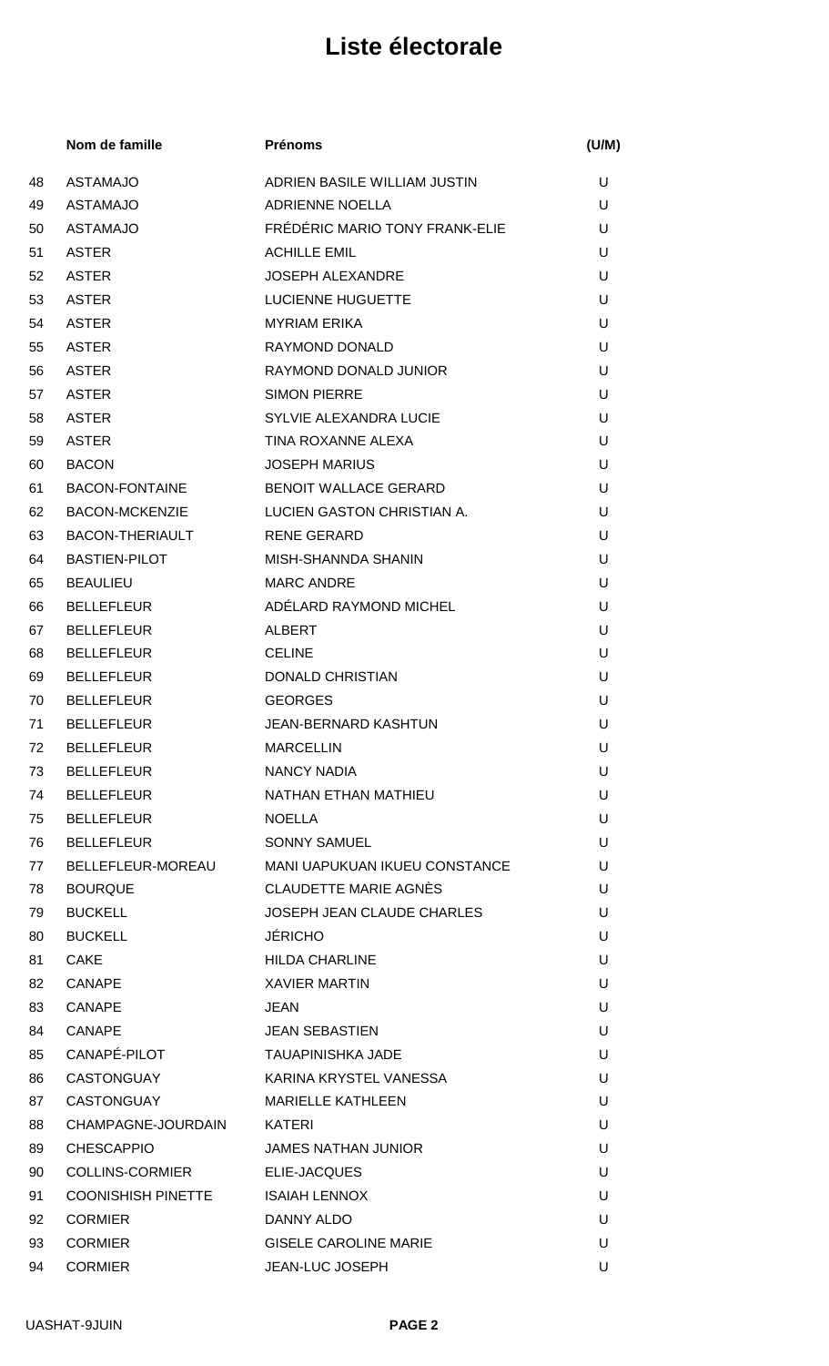# Liste électorale

| | Nom de famille | Prénoms | (U/M) |
|---|---|---|---|
| 48 | ASTAMAJO | ADRIEN BASILE WILLIAM JUSTIN | U |
| 49 | ASTAMAJO | ADRIENNE NOELLA | U |
| 50 | ASTAMAJO | FRÉDÉRIC MARIO TONY FRANK-ELIE | U |
| 51 | ASTER | ACHILLE EMIL | U |
| 52 | ASTER | JOSEPH ALEXANDRE | U |
| 53 | ASTER | LUCIENNE HUGUETTE | U |
| 54 | ASTER | MYRIAM ERIKA | U |
| 55 | ASTER | RAYMOND DONALD | U |
| 56 | ASTER | RAYMOND DONALD JUNIOR | U |
| 57 | ASTER | SIMON PIERRE | U |
| 58 | ASTER | SYLVIE ALEXANDRA LUCIE | U |
| 59 | ASTER | TINA ROXANNE ALEXA | U |
| 60 | BACON | JOSEPH MARIUS | U |
| 61 | BACON-FONTAINE | BENOIT WALLACE GERARD | U |
| 62 | BACON-MCKENZIE | LUCIEN GASTON CHRISTIAN A. | U |
| 63 | BACON-THERIAULT | RENE GERARD | U |
| 64 | BASTIEN-PILOT | MISH-SHANNDA SHANIN | U |
| 65 | BEAULIEU | MARC ANDRE | U |
| 66 | BELLEFLEUR | ADÉLARD RAYMOND MICHEL | U |
| 67 | BELLEFLEUR | ALBERT | U |
| 68 | BELLEFLEUR | CELINE | U |
| 69 | BELLEFLEUR | DONALD CHRISTIAN | U |
| 70 | BELLEFLEUR | GEORGES | U |
| 71 | BELLEFLEUR | JEAN-BERNARD KASHTUN | U |
| 72 | BELLEFLEUR | MARCELLIN | U |
| 73 | BELLEFLEUR | NANCY NADIA | U |
| 74 | BELLEFLEUR | NATHAN ETHAN MATHIEU | U |
| 75 | BELLEFLEUR | NOELLA | U |
| 76 | BELLEFLEUR | SONNY SAMUEL | U |
| 77 | BELLEFLEUR-MOREAU | MANI UAPUKUAN IKUEU CONSTANCE | U |
| 78 | BOURQUE | CLAUDETTE MARIE AGNÈS | U |
| 79 | BUCKELL | JOSEPH JEAN CLAUDE CHARLES | U |
| 80 | BUCKELL | JÉRICHO | U |
| 81 | CAKE | HILDA CHARLINE | U |
| 82 | CANAPE | XAVIER MARTIN | U |
| 83 | CANAPE | JEAN | U |
| 84 | CANAPE | JEAN SEBASTIEN | U |
| 85 | CANAPÉ-PILOT | TAUAPINISHKA JADE | U |
| 86 | CASTONGUAY | KARINA KRYSTEL VANESSA | U |
| 87 | CASTONGUAY | MARIELLE KATHLEEN | U |
| 88 | CHAMPAGNE-JOURDAIN | KATERI | U |
| 89 | CHESCAPPIO | JAMES NATHAN JUNIOR | U |
| 90 | COLLINS-CORMIER | ELIE-JACQUES | U |
| 91 | COONISHISH PINETTE | ISAIAH LENNOX | U |
| 92 | CORMIER | DANNY ALDO | U |
| 93 | CORMIER | GISELE CAROLINE MARIE | U |
| 94 | CORMIER | JEAN-LUC JOSEPH | U |

UASHAT-9JUIN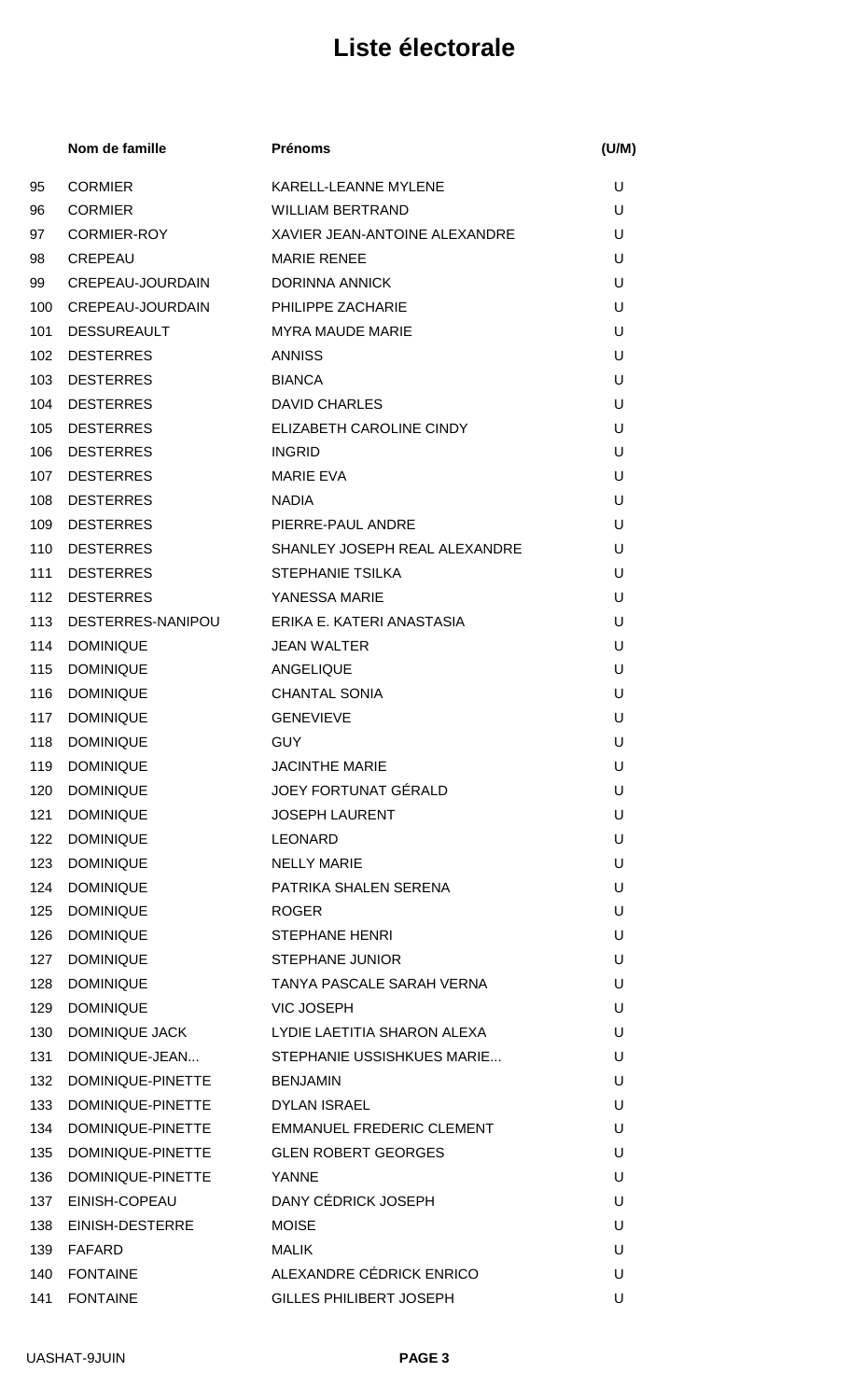# Liste électorale

| | Nom de famille | Prénoms | (U/M) |
|---|---|---|---|
| 95 | CORMIER | KARELL-LEANNE MYLENE | U |
| 96 | CORMIER | WILLIAM BERTRAND | U |
| 97 | CORMIER-ROY | XAVIER JEAN-ANTOINE ALEXANDRE | U |
| 98 | CREPEAU | MARIE RENEE | U |
| 99 | CREPEAU-JOURDAIN | DORINNA ANNICK | U |
| 100 | CREPEAU-JOURDAIN | PHILIPPE ZACHARIE | U |
| 101 | DESSUREAULT | MYRA MAUDE MARIE | U |
| 102 | DESTERRES | ANNISS | U |
| 103 | DESTERRES | BIANCA | U |
| 104 | DESTERRES | DAVID CHARLES | U |
| 105 | DESTERRES | ELIZABETH CAROLINE CINDY | U |
| 106 | DESTERRES | INGRID | U |
| 107 | DESTERRES | MARIE EVA | U |
| 108 | DESTERRES | NADIA | U |
| 109 | DESTERRES | PIERRE-PAUL ANDRE | U |
| 110 | DESTERRES | SHANLEY JOSEPH REAL ALEXANDRE | U |
| 111 | DESTERRES | STEPHANIE TSILKA | U |
| 112 | DESTERRES | YANESSA MARIE | U |
| 113 | DESTERRES-NANIPOU | ERIKA E. KATERI ANASTASIA | U |
| 114 | DOMINIQUE | JEAN WALTER | U |
| 115 | DOMINIQUE | ANGELIQUE | U |
| 116 | DOMINIQUE | CHANTAL SONIA | U |
| 117 | DOMINIQUE | GENEVIEVE | U |
| 118 | DOMINIQUE | GUY | U |
| 119 | DOMINIQUE | JACINTHE MARIE | U |
| 120 | DOMINIQUE | JOEY FORTUNAT GÉRALD | U |
| 121 | DOMINIQUE | JOSEPH LAURENT | U |
| 122 | DOMINIQUE | LEONARD | U |
| 123 | DOMINIQUE | NELLY MARIE | U |
| 124 | DOMINIQUE | PATRIKA SHALEN SERENA | U |
| 125 | DOMINIQUE | ROGER | U |
| 126 | DOMINIQUE | STEPHANE HENRI | U |
| 127 | DOMINIQUE | STEPHANE JUNIOR | U |
| 128 | DOMINIQUE | TANYA PASCALE SARAH VERNA | U |
| 129 | DOMINIQUE | VIC JOSEPH | U |
| 130 | DOMINIQUE JACK | LYDIE LAETITIA SHARON ALEXA | U |
| 131 | DOMINIQUE-JEAN... | STEPHANIE USSISHKUES MARIE... | U |
| 132 | DOMINIQUE-PINETTE | BENJAMIN | U |
| 133 | DOMINIQUE-PINETTE | DYLAN ISRAEL | U |
| 134 | DOMINIQUE-PINETTE | EMMANUEL FREDERIC CLEMENT | U |
| 135 | DOMINIQUE-PINETTE | GLEN ROBERT GEORGES | U |
| 136 | DOMINIQUE-PINETTE | YANNE | U |
| 137 | EINISH-COPEAU | DANY CÉDRICK JOSEPH | U |
| 138 | EINISH-DESTERRE | MOISE | U |
| 139 | FAFARD | MALIK | U |
| 140 | FONTAINE | ALEXANDRE CÉDRICK ENRICO | U |
| 141 | FONTAINE | GILLES PHILIBERT JOSEPH | U |

UASHAT-9JUIN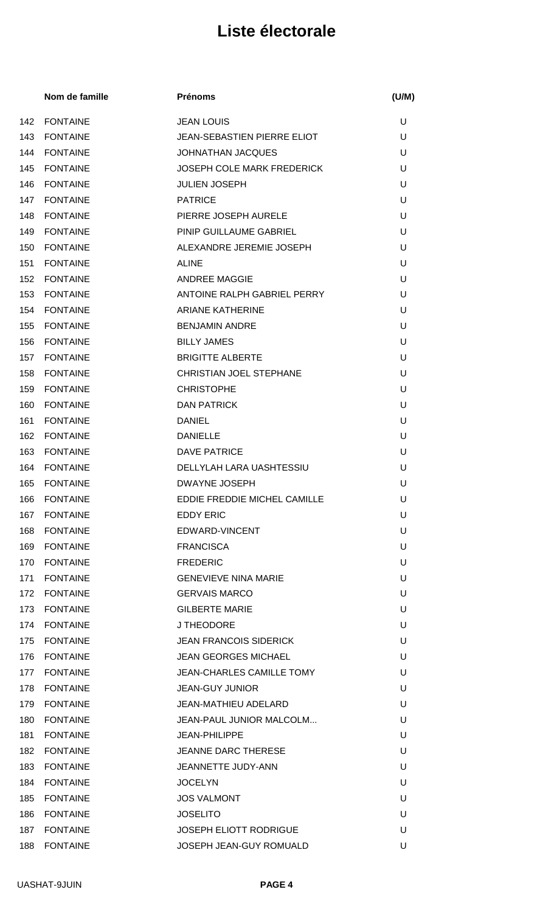# Liste électorale

| | Nom de famille | Prénoms | (U/M) |
|---|---|---|---|
| 142 | FONTAINE | JEAN LOUIS | U |
| 143 | FONTAINE | JEAN-SEBASTIEN PIERRE ELIOT | U |
| 144 | FONTAINE | JOHNATHAN JACQUES | U |
| 145 | FONTAINE | JOSEPH COLE MARK FREDERICK | U |
| 146 | FONTAINE | JULIEN JOSEPH | U |
| 147 | FONTAINE | PATRICE | U |
| 148 | FONTAINE | PIERRE JOSEPH AURELE | U |
| 149 | FONTAINE | PINIP GUILLAUME GABRIEL | U |
| 150 | FONTAINE | ALEXANDRE JEREMIE JOSEPH | U |
| 151 | FONTAINE | ALINE | U |
| 152 | FONTAINE | ANDREE MAGGIE | U |
| 153 | FONTAINE | ANTOINE RALPH GABRIEL PERRY | U |
| 154 | FONTAINE | ARIANE KATHERINE | U |
| 155 | FONTAINE | BENJAMIN ANDRE | U |
| 156 | FONTAINE | BILLY JAMES | U |
| 157 | FONTAINE | BRIGITTE ALBERTE | U |
| 158 | FONTAINE | CHRISTIAN JOEL STEPHANE | U |
| 159 | FONTAINE | CHRISTOPHE | U |
| 160 | FONTAINE | DAN PATRICK | U |
| 161 | FONTAINE | DANIEL | U |
| 162 | FONTAINE | DANIELLE | U |
| 163 | FONTAINE | DAVE PATRICE | U |
| 164 | FONTAINE | DELLYLAH LARA UASHTESSIU | U |
| 165 | FONTAINE | DWAYNE JOSEPH | U |
| 166 | FONTAINE | EDDIE FREDDIE MICHEL CAMILLE | U |
| 167 | FONTAINE | EDDY ERIC | U |
| 168 | FONTAINE | EDWARD-VINCENT | U |
| 169 | FONTAINE | FRANCISCA | U |
| 170 | FONTAINE | FREDERIC | U |
| 171 | FONTAINE | GENEVIEVE NINA MARIE | U |
| 172 | FONTAINE | GERVAIS MARCO | U |
| 173 | FONTAINE | GILBERTE MARIE | U |
| 174 | FONTAINE | J THEODORE | U |
| 175 | FONTAINE | JEAN FRANCOIS SIDERICK | U |
| 176 | FONTAINE | JEAN GEORGES MICHAEL | U |
| 177 | FONTAINE | JEAN-CHARLES CAMILLE TOMY | U |
| 178 | FONTAINE | JEAN-GUY JUNIOR | U |
| 179 | FONTAINE | JEAN-MATHIEU ADELARD | U |
| 180 | FONTAINE | JEAN-PAUL JUNIOR MALCOLM... | U |
| 181 | FONTAINE | JEAN-PHILIPPE | U |
| 182 | FONTAINE | JEANNE DARC THERESE | U |
| 183 | FONTAINE | JEANNETTE JUDY-ANN | U |
| 184 | FONTAINE | JOCELYN | U |
| 185 | FONTAINE | JOS VALMONT | U |
| 186 | FONTAINE | JOSELITO | U |
| 187 | FONTAINE | JOSEPH ELIOTT RODRIGUE | U |
| 188 | FONTAINE | JOSEPH JEAN-GUY ROMUALD | U |

UASHAT-9JUIN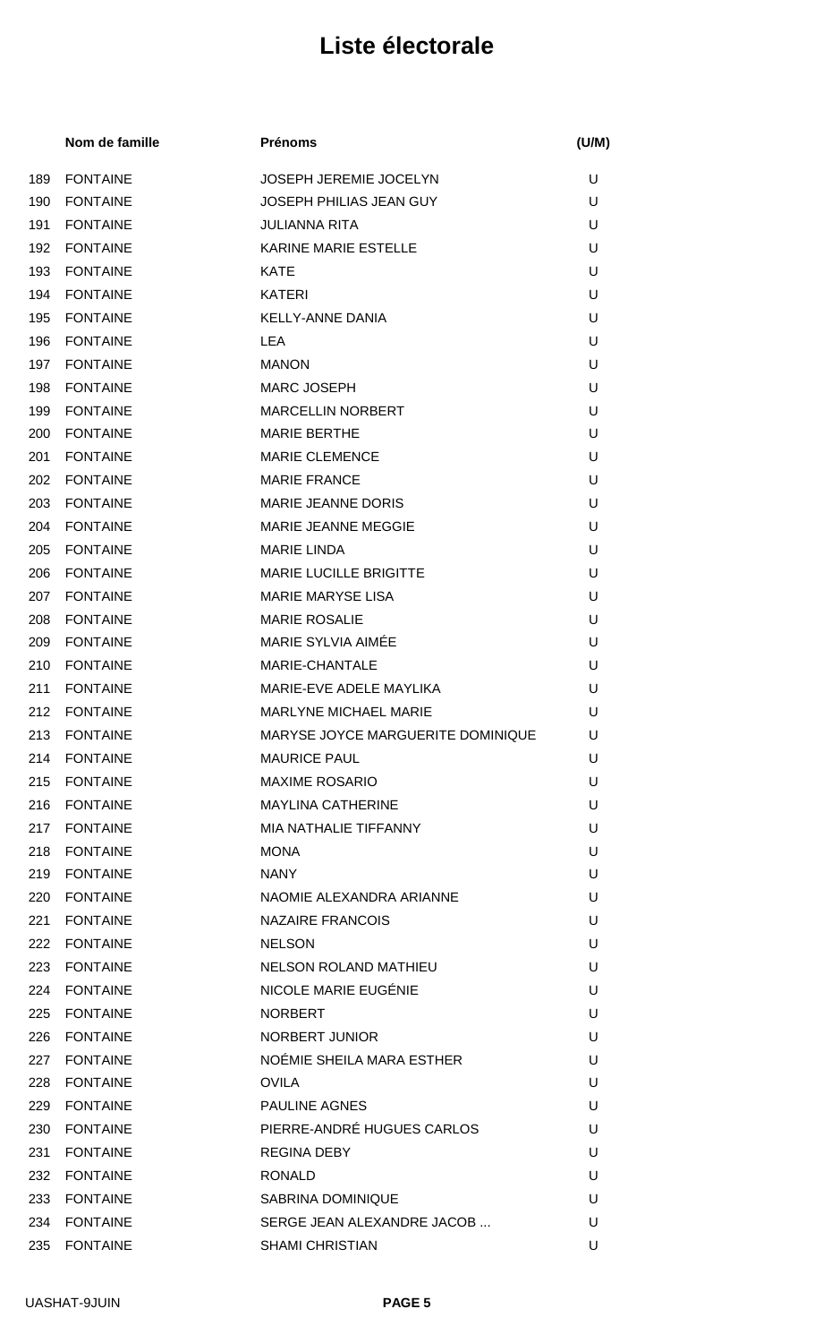# Liste électorale

| | Nom de famille | Prénoms | (U/M) |
|---|---|---|---|
| 189 | FONTAINE | JOSEPH JEREMIE JOCELYN | U |
| 190 | FONTAINE | JOSEPH PHILIAS JEAN GUY | U |
| 191 | FONTAINE | JULIANNA RITA | U |
| 192 | FONTAINE | KARINE MARIE ESTELLE | U |
| 193 | FONTAINE | KATE | U |
| 194 | FONTAINE | KATERI | U |
| 195 | FONTAINE | KELLY-ANNE DANIA | U |
| 196 | FONTAINE | LEA | U |
| 197 | FONTAINE | MANON | U |
| 198 | FONTAINE | MARC JOSEPH | U |
| 199 | FONTAINE | MARCELLIN NORBERT | U |
| 200 | FONTAINE | MARIE BERTHE | U |
| 201 | FONTAINE | MARIE CLEMENCE | U |
| 202 | FONTAINE | MARIE FRANCE | U |
| 203 | FONTAINE | MARIE JEANNE DORIS | U |
| 204 | FONTAINE | MARIE JEANNE MEGGIE | U |
| 205 | FONTAINE | MARIE LINDA | U |
| 206 | FONTAINE | MARIE LUCILLE BRIGITTE | U |
| 207 | FONTAINE | MARIE MARYSE LISA | U |
| 208 | FONTAINE | MARIE ROSALIE | U |
| 209 | FONTAINE | MARIE SYLVIA AIMÉE | U |
| 210 | FONTAINE | MARIE-CHANTALE | U |
| 211 | FONTAINE | MARIE-EVE ADELE MAYLIKA | U |
| 212 | FONTAINE | MARLYNE MICHAEL MARIE | U |
| 213 | FONTAINE | MARYSE JOYCE MARGUERITE DOMINIQUE | U |
| 214 | FONTAINE | MAURICE PAUL | U |
| 215 | FONTAINE | MAXIME ROSARIO | U |
| 216 | FONTAINE | MAYLINA CATHERINE | U |
| 217 | FONTAINE | MIA NATHALIE TIFFANNY | U |
| 218 | FONTAINE | MONA | U |
| 219 | FONTAINE | NANY | U |
| 220 | FONTAINE | NAOMIE ALEXANDRA ARIANNE | U |
| 221 | FONTAINE | NAZAIRE FRANCOIS | U |
| 222 | FONTAINE | NELSON | U |
| 223 | FONTAINE | NELSON ROLAND MATHIEU | U |
| 224 | FONTAINE | NICOLE MARIE EUGÉNIE | U |
| 225 | FONTAINE | NORBERT | U |
| 226 | FONTAINE | NORBERT JUNIOR | U |
| 227 | FONTAINE | NOÉMIE SHEILA MARA ESTHER | U |
| 228 | FONTAINE | OVILA | U |
| 229 | FONTAINE | PAULINE AGNES | U |
| 230 | FONTAINE | PIERRE-ANDRÉ HUGUES CARLOS | U |
| 231 | FONTAINE | REGINA DEBY | U |
| 232 | FONTAINE | RONALD | U |
| 233 | FONTAINE | SABRINA DOMINIQUE | U |
| 234 | FONTAINE | SERGE JEAN ALEXANDRE JACOB ... | U |
| 235 | FONTAINE | SHAMI CHRISTIAN | U |

UASHAT-9JUIN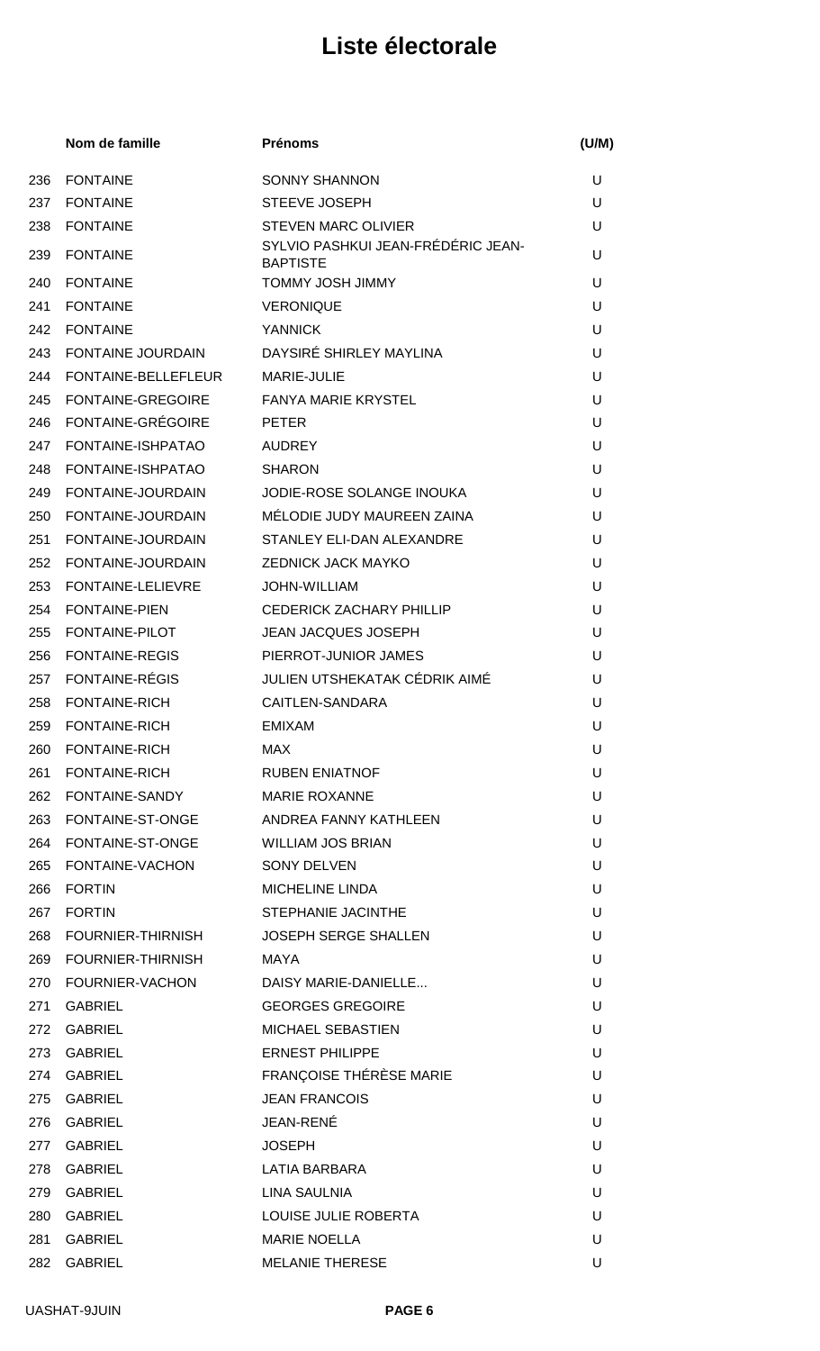# Liste électorale

| | Nom de famille | Prénoms | (U/M) |
|---|---|---|---|
| 236 | FONTAINE | SONNY SHANNON | U |
| 237 | FONTAINE | STEEVE JOSEPH | U |
| 238 | FONTAINE | STEVEN MARC OLIVIER | U |
| 239 | FONTAINE | SYLVIO PASHKUI JEAN-FRÉDÉRIC JEAN-BAPTISTE | U |
| 240 | FONTAINE | TOMMY JOSH JIMMY | U |
| 241 | FONTAINE | VERONIQUE | U |
| 242 | FONTAINE | YANNICK | U |
| 243 | FONTAINE JOURDAIN | DAYSIRÉ SHIRLEY MAYLINA | U |
| 244 | FONTAINE-BELLEFLEUR | MARIE-JULIE | U |
| 245 | FONTAINE-GREGOIRE | FANYA MARIE KRYSTEL | U |
| 246 | FONTAINE-GRÉGOIRE | PETER | U |
| 247 | FONTAINE-ISHPATAO | AUDREY | U |
| 248 | FONTAINE-ISHPATAO | SHARON | U |
| 249 | FONTAINE-JOURDAIN | JODIE-ROSE SOLANGE INOUKA | U |
| 250 | FONTAINE-JOURDAIN | MÉLODIE JUDY MAUREEN ZAINA | U |
| 251 | FONTAINE-JOURDAIN | STANLEY ELI-DAN ALEXANDRE | U |
| 252 | FONTAINE-JOURDAIN | ZEDNICK JACK MAYKO | U |
| 253 | FONTAINE-LELIEVRE | JOHN-WILLIAM | U |
| 254 | FONTAINE-PIEN | CEDERICK ZACHARY PHILLIP | U |
| 255 | FONTAINE-PILOT | JEAN JACQUES JOSEPH | U |
| 256 | FONTAINE-REGIS | PIERROT-JUNIOR JAMES | U |
| 257 | FONTAINE-RÉGIS | JULIEN UTSHEKATAK CÉDRIK AIMÉ | U |
| 258 | FONTAINE-RICH | CAITLEN-SANDARA | U |
| 259 | FONTAINE-RICH | EMIXAM | U |
| 260 | FONTAINE-RICH | MAX | U |
| 261 | FONTAINE-RICH | RUBEN ENIATNOF | U |
| 262 | FONTAINE-SANDY | MARIE ROXANNE | U |
| 263 | FONTAINE-ST-ONGE | ANDREA FANNY KATHLEEN | U |
| 264 | FONTAINE-ST-ONGE | WILLIAM JOS BRIAN | U |
| 265 | FONTAINE-VACHON | SONY DELVEN | U |
| 266 | FORTIN | MICHELINE LINDA | U |
| 267 | FORTIN | STEPHANIE JACINTHE | U |
| 268 | FOURNIER-THIRNISH | JOSEPH SERGE SHALLEN | U |
| 269 | FOURNIER-THIRNISH | MAYA | U |
| 270 | FOURNIER-VACHON | DAISY MARIE-DANIELLE... | U |
| 271 | GABRIEL | GEORGES GREGOIRE | U |
| 272 | GABRIEL | MICHAEL SEBASTIEN | U |
| 273 | GABRIEL | ERNEST PHILIPPE | U |
| 274 | GABRIEL | FRANÇOISE THÉRÈSE MARIE | U |
| 275 | GABRIEL | JEAN FRANCOIS | U |
| 276 | GABRIEL | JEAN-RENÉ | U |
| 277 | GABRIEL | JOSEPH | U |
| 278 | GABRIEL | LATIA BARBARA | U |
| 279 | GABRIEL | LINA SAULNIA | U |
| 280 | GABRIEL | LOUISE JULIE ROBERTA | U |
| 281 | GABRIEL | MARIE NOELLA | U |
| 282 | GABRIEL | MELANIE THERESE | U |

UASHAT-9JUIN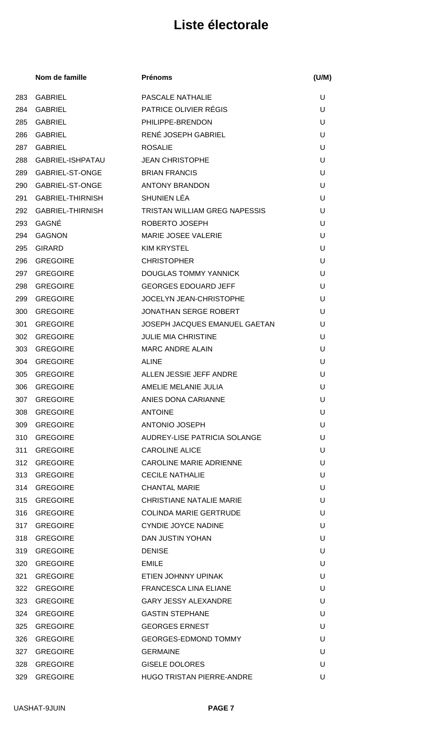# Liste électorale

| | Nom de famille | Prénoms | (U/M) |
|---|---|---|---|
| 283 | GABRIEL | PASCALE NATHALIE | U |
| 284 | GABRIEL | PATRICE OLIVIER RÉGIS | U |
| 285 | GABRIEL | PHILIPPE-BRENDON | U |
| 286 | GABRIEL | RENÉ JOSEPH GABRIEL | U |
| 287 | GABRIEL | ROSALIE | U |
| 288 | GABRIEL-ISHPATAU | JEAN CHRISTOPHE | U |
| 289 | GABRIEL-ST-ONGE | BRIAN FRANCIS | U |
| 290 | GABRIEL-ST-ONGE | ANTONY BRANDON | U |
| 291 | GABRIEL-THIRNISH | SHUNIEN LÉA | U |
| 292 | GABRIEL-THIRNISH | TRISTAN WILLIAM GREG NAPESSIS | U |
| 293 | GAGNÉ | ROBERTO JOSEPH | U |
| 294 | GAGNON | MARIE JOSEE VALERIE | U |
| 295 | GIRARD | KIM KRYSTEL | U |
| 296 | GREGOIRE | CHRISTOPHER | U |
| 297 | GREGOIRE | DOUGLAS TOMMY YANNICK | U |
| 298 | GREGOIRE | GEORGES EDOUARD JEFF | U |
| 299 | GREGOIRE | JOCELYN JEAN-CHRISTOPHE | U |
| 300 | GREGOIRE | JONATHAN SERGE ROBERT | U |
| 301 | GREGOIRE | JOSEPH JACQUES EMANUEL GAETAN | U |
| 302 | GREGOIRE | JULIE MIA CHRISTINE | U |
| 303 | GREGOIRE | MARC ANDRE ALAIN | U |
| 304 | GREGOIRE | ALINE | U |
| 305 | GREGOIRE | ALLEN JESSIE JEFF ANDRE | U |
| 306 | GREGOIRE | AMELIE MELANIE JULIA | U |
| 307 | GREGOIRE | ANIES DONA CARIANNE | U |
| 308 | GREGOIRE | ANTOINE | U |
| 309 | GREGOIRE | ANTONIO JOSEPH | U |
| 310 | GREGOIRE | AUDREY-LISE PATRICIA SOLANGE | U |
| 311 | GREGOIRE | CAROLINE ALICE | U |
| 312 | GREGOIRE | CAROLINE MARIE ADRIENNE | U |
| 313 | GREGOIRE | CECILE NATHALIE | U |
| 314 | GREGOIRE | CHANTAL MARIE | U |
| 315 | GREGOIRE | CHRISTIANE NATALIE MARIE | U |
| 316 | GREGOIRE | COLINDA MARIE GERTRUDE | U |
| 317 | GREGOIRE | CYNDIE JOYCE NADINE | U |
| 318 | GREGOIRE | DAN JUSTIN YOHAN | U |
| 319 | GREGOIRE | DENISE | U |
| 320 | GREGOIRE | EMILE | U |
| 321 | GREGOIRE | ETIEN JOHNNY UPINAK | U |
| 322 | GREGOIRE | FRANCESCA LINA ELIANE | U |
| 323 | GREGOIRE | GARY JESSY ALEXANDRE | U |
| 324 | GREGOIRE | GASTIN STEPHANE | U |
| 325 | GREGOIRE | GEORGES ERNEST | U |
| 326 | GREGOIRE | GEORGES-EDMOND TOMMY | U |
| 327 | GREGOIRE | GERMAINE | U |
| 328 | GREGOIRE | GISELE DOLORES | U |
| 329 | GREGOIRE | HUGO TRISTAN PIERRE-ANDRE | U |

UASHAT-9JUIN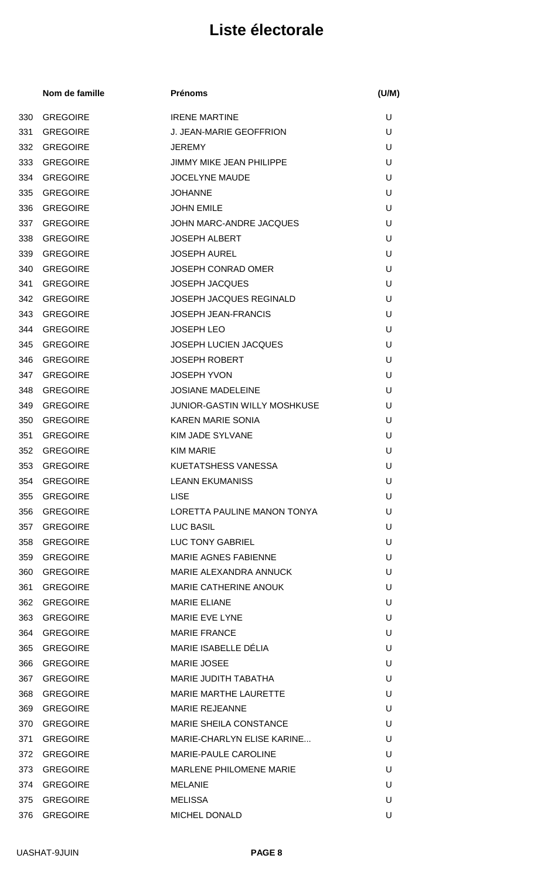# Liste électorale

| | Nom de famille | Prénoms | (U/M) |
|---|---|---|---|
| 330 | GREGOIRE | IRENE MARTINE | U |
| 331 | GREGOIRE | J. JEAN-MARIE GEOFFRION | U |
| 332 | GREGOIRE | JEREMY | U |
| 333 | GREGOIRE | JIMMY MIKE JEAN PHILIPPE | U |
| 334 | GREGOIRE | JOCELYNE MAUDE | U |
| 335 | GREGOIRE | JOHANNE | U |
| 336 | GREGOIRE | JOHN EMILE | U |
| 337 | GREGOIRE | JOHN MARC-ANDRE JACQUES | U |
| 338 | GREGOIRE | JOSEPH ALBERT | U |
| 339 | GREGOIRE | JOSEPH AUREL | U |
| 340 | GREGOIRE | JOSEPH CONRAD OMER | U |
| 341 | GREGOIRE | JOSEPH JACQUES | U |
| 342 | GREGOIRE | JOSEPH JACQUES REGINALD | U |
| 343 | GREGOIRE | JOSEPH JEAN-FRANCIS | U |
| 344 | GREGOIRE | JOSEPH LEO | U |
| 345 | GREGOIRE | JOSEPH LUCIEN JACQUES | U |
| 346 | GREGOIRE | JOSEPH ROBERT | U |
| 347 | GREGOIRE | JOSEPH YVON | U |
| 348 | GREGOIRE | JOSIANE MADELEINE | U |
| 349 | GREGOIRE | JUNIOR-GASTIN WILLY MOSHKUSE | U |
| 350 | GREGOIRE | KAREN MARIE SONIA | U |
| 351 | GREGOIRE | KIM JADE SYLVANE | U |
| 352 | GREGOIRE | KIM MARIE | U |
| 353 | GREGOIRE | KUETATSHESS VANESSA | U |
| 354 | GREGOIRE | LEANN EKUMANISS | U |
| 355 | GREGOIRE | LISE | U |
| 356 | GREGOIRE | LORETTA PAULINE MANON TONYA | U |
| 357 | GREGOIRE | LUC BASIL | U |
| 358 | GREGOIRE | LUC TONY GABRIEL | U |
| 359 | GREGOIRE | MARIE AGNES FABIENNE | U |
| 360 | GREGOIRE | MARIE ALEXANDRA ANNUCK | U |
| 361 | GREGOIRE | MARIE CATHERINE ANOUK | U |
| 362 | GREGOIRE | MARIE ELIANE | U |
| 363 | GREGOIRE | MARIE EVE LYNE | U |
| 364 | GREGOIRE | MARIE FRANCE | U |
| 365 | GREGOIRE | MARIE ISABELLE DÉLIA | U |
| 366 | GREGOIRE | MARIE JOSEE | U |
| 367 | GREGOIRE | MARIE JUDITH TABATHA | U |
| 368 | GREGOIRE | MARIE MARTHE LAURETTE | U |
| 369 | GREGOIRE | MARIE REJEANNE | U |
| 370 | GREGOIRE | MARIE SHEILA CONSTANCE | U |
| 371 | GREGOIRE | MARIE-CHARLYN ELISE KARINE... | U |
| 372 | GREGOIRE | MARIE-PAULE CAROLINE | U |
| 373 | GREGOIRE | MARLENE PHILOMENE MARIE | U |
| 374 | GREGOIRE | MELANIE | U |
| 375 | GREGOIRE | MELISSA | U |
| 376 | GREGOIRE | MICHEL DONALD | U |

UASHAT-9JUIN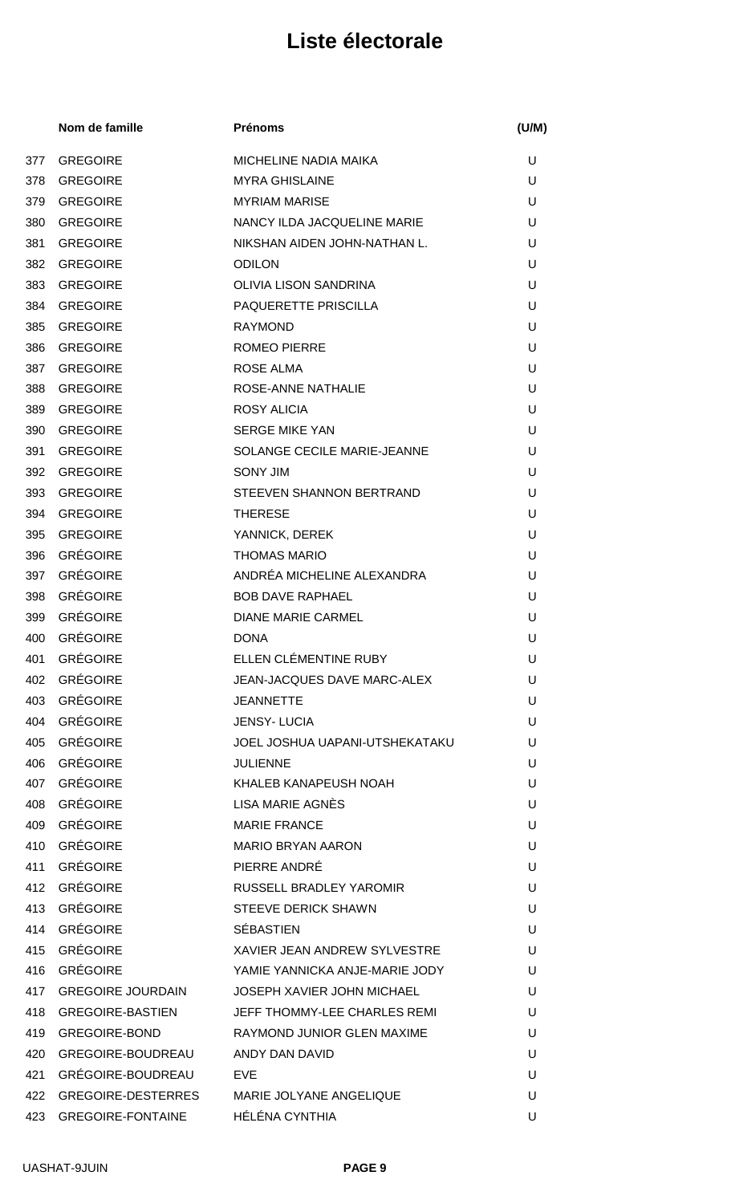# Liste électorale

| | Nom de famille | Prénoms | (U/M) |
|---|---|---|---|
| 377 | GREGOIRE | MICHELINE NADIA MAIKA | U |
| 378 | GREGOIRE | MYRA GHISLAINE | U |
| 379 | GREGOIRE | MYRIAM MARISE | U |
| 380 | GREGOIRE | NANCY ILDA JACQUELINE MARIE | U |
| 381 | GREGOIRE | NIKSHAN AIDEN JOHN-NATHAN L. | U |
| 382 | GREGOIRE | ODILON | U |
| 383 | GREGOIRE | OLIVIA LISON SANDRINA | U |
| 384 | GREGOIRE | PAQUERETTE PRISCILLA | U |
| 385 | GREGOIRE | RAYMOND | U |
| 386 | GREGOIRE | ROMEO PIERRE | U |
| 387 | GREGOIRE | ROSE ALMA | U |
| 388 | GREGOIRE | ROSE-ANNE NATHALIE | U |
| 389 | GREGOIRE | ROSY ALICIA | U |
| 390 | GREGOIRE | SERGE MIKE YAN | U |
| 391 | GREGOIRE | SOLANGE CECILE MARIE-JEANNE | U |
| 392 | GREGOIRE | SONY JIM | U |
| 393 | GREGOIRE | STEEVEN SHANNON BERTRAND | U |
| 394 | GREGOIRE | THERESE | U |
| 395 | GREGOIRE | YANNICK, DEREK | U |
| 396 | GRÉGOIRE | THOMAS MARIO | U |
| 397 | GRÉGOIRE | ANDRÉA MICHELINE ALEXANDRA | U |
| 398 | GRÉGOIRE | BOB DAVE RAPHAEL | U |
| 399 | GRÉGOIRE | DIANE MARIE CARMEL | U |
| 400 | GRÉGOIRE | DONA | U |
| 401 | GRÉGOIRE | ELLEN CLÉMENTINE RUBY | U |
| 402 | GRÉGOIRE | JEAN-JACQUES DAVE MARC-ALEX | U |
| 403 | GRÉGOIRE | JEANNETTE | U |
| 404 | GRÉGOIRE | JENSY- LUCIA | U |
| 405 | GRÉGOIRE | JOEL JOSHUA UAPANI-UTSHEKATAKU | U |
| 406 | GRÉGOIRE | JULIENNE | U |
| 407 | GRÉGOIRE | KHALEB KANAPEUSH NOAH | U |
| 408 | GRÉGOIRE | LISA MARIE AGNÈS | U |
| 409 | GRÉGOIRE | MARIE FRANCE | U |
| 410 | GRÉGOIRE | MARIO BRYAN AARON | U |
| 411 | GRÉGOIRE | PIERRE ANDRÉ | U |
| 412 | GRÉGOIRE | RUSSELL BRADLEY YAROMIR | U |
| 413 | GRÉGOIRE | STEEVE DERICK SHAWN | U |
| 414 | GRÉGOIRE | SÉBASTIEN | U |
| 415 | GRÉGOIRE | XAVIER JEAN ANDREW SYLVESTRE | U |
| 416 | GRÉGOIRE | YAMIE YANNICKA ANJE-MARIE JODY | U |
| 417 | GREGOIRE JOURDAIN | JOSEPH XAVIER JOHN MICHAEL | U |
| 418 | GREGOIRE-BASTIEN | JEFF THOMMY-LEE CHARLES REMI | U |
| 419 | GREGOIRE-BOND | RAYMOND JUNIOR GLEN MAXIME | U |
| 420 | GREGOIRE-BOUDREAU | ANDY DAN DAVID | U |
| 421 | GRÉGOIRE-BOUDREAU | EVE | U |
| 422 | GREGOIRE-DESTERRES | MARIE JOLYANE ANGELIQUE | U |
| 423 | GREGOIRE-FONTAINE | HÉLÉNA CYNTHIA | U |

UASHAT-9JUIN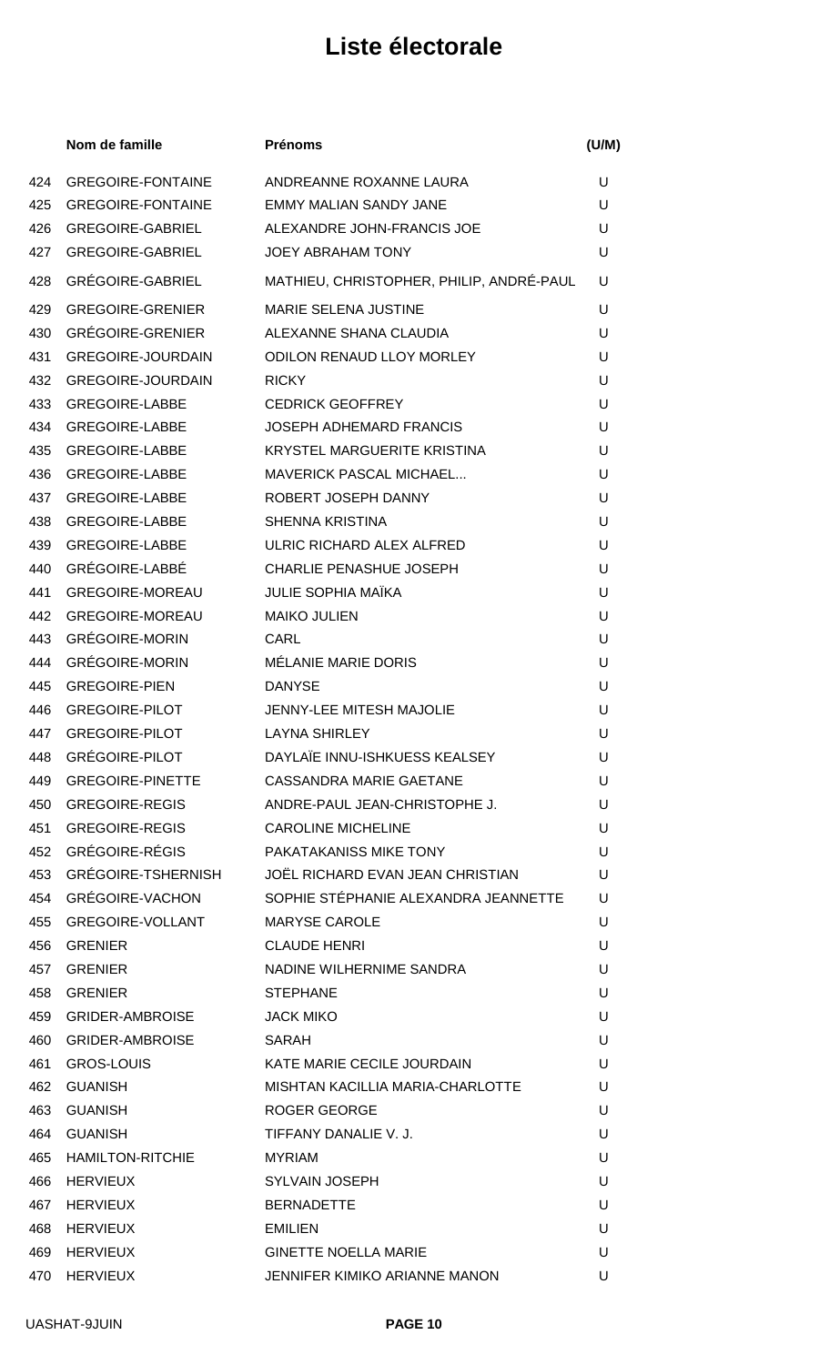# Liste électorale

| | Nom de famille | Prénoms | (U/M) |
|---|---|---|---|
| 424 | GREGOIRE-FONTAINE | ANDREANNE ROXANNE LAURA | U |
| 425 | GREGOIRE-FONTAINE | EMMY MALIAN SANDY JANE | U |
| 426 | GREGOIRE-GABRIEL | ALEXANDRE JOHN-FRANCIS JOE | U |
| 427 | GREGOIRE-GABRIEL | JOEY ABRAHAM TONY | U |
| 428 | GRÉGOIRE-GABRIEL | MATHIEU, CHRISTOPHER, PHILIP, ANDRÉ-PAUL | U |
| 429 | GREGOIRE-GRENIER | MARIE SELENA JUSTINE | U |
| 430 | GRÉGOIRE-GRENIER | ALEXANNE SHANA CLAUDIA | U |
| 431 | GREGOIRE-JOURDAIN | ODILON RENAUD LLOY MORLEY | U |
| 432 | GREGOIRE-JOURDAIN | RICKY | U |
| 433 | GREGOIRE-LABBE | CEDRICK GEOFFREY | U |
| 434 | GREGOIRE-LABBE | JOSEPH ADHEMARD FRANCIS | U |
| 435 | GREGOIRE-LABBE | KRYSTEL MARGUERITE KRISTINA | U |
| 436 | GREGOIRE-LABBE | MAVERICK PASCAL MICHAEL... | U |
| 437 | GREGOIRE-LABBE | ROBERT JOSEPH DANNY | U |
| 438 | GREGOIRE-LABBE | SHENNA KRISTINA | U |
| 439 | GREGOIRE-LABBE | ULRIC RICHARD ALEX ALFRED | U |
| 440 | GRÉGOIRE-LABBÉ | CHARLIE PENASHUE JOSEPH | U |
| 441 | GREGOIRE-MOREAU | JULIE SOPHIA MAÏKA | U |
| 442 | GREGOIRE-MOREAU | MAIKO JULIEN | U |
| 443 | GRÉGOIRE-MORIN | CARL | U |
| 444 | GRÉGOIRE-MORIN | MÉLANIE MARIE DORIS | U |
| 445 | GREGOIRE-PIEN | DANYSE | U |
| 446 | GREGOIRE-PILOT | JENNY-LEE MITESH MAJOLIE | U |
| 447 | GREGOIRE-PILOT | LAYNA SHIRLEY | U |
| 448 | GRÉGOIRE-PILOT | DAYLAÏE INNU-ISHKUESS KEALSEY | U |
| 449 | GREGOIRE-PINETTE | CASSANDRA MARIE GAETANE | U |
| 450 | GREGOIRE-REGIS | ANDRE-PAUL JEAN-CHRISTOPHE J. | U |
| 451 | GREGOIRE-REGIS | CAROLINE MICHELINE | U |
| 452 | GRÉGOIRE-RÉGIS | PAKATAKANISS MIKE TONY | U |
| 453 | GRÉGOIRE-TSHERNISH | JOËL RICHARD EVAN JEAN CHRISTIAN | U |
| 454 | GRÉGOIRE-VACHON | SOPHIE STÉPHANIE ALEXANDRA JEANNETTE | U |
| 455 | GREGOIRE-VOLLANT | MARYSE CAROLE | U |
| 456 | GRENIER | CLAUDE HENRI | U |
| 457 | GRENIER | NADINE WILHERNIME SANDRA | U |
| 458 | GRENIER | STEPHANE | U |
| 459 | GRIDER-AMBROISE | JACK MIKO | U |
| 460 | GRIDER-AMBROISE | SARAH | U |
| 461 | GROS-LOUIS | KATE MARIE CECILE JOURDAIN | U |
| 462 | GUANISH | MISHTAN KACILLIA MARIA-CHARLOTTE | U |
| 463 | GUANISH | ROGER GEORGE | U |
| 464 | GUANISH | TIFFANY DANALIE V. J. | U |
| 465 | HAMILTON-RITCHIE | MYRIAM | U |
| 466 | HERVIEUX | SYLVAIN JOSEPH | U |
| 467 | HERVIEUX | BERNADETTE | U |
| 468 | HERVIEUX | EMILIEN | U |
| 469 | HERVIEUX | GINETTE NOELLA MARIE | U |
| 470 | HERVIEUX | JENNIFER KIMIKO ARIANNE MANON | U |

UASHAT-9JUIN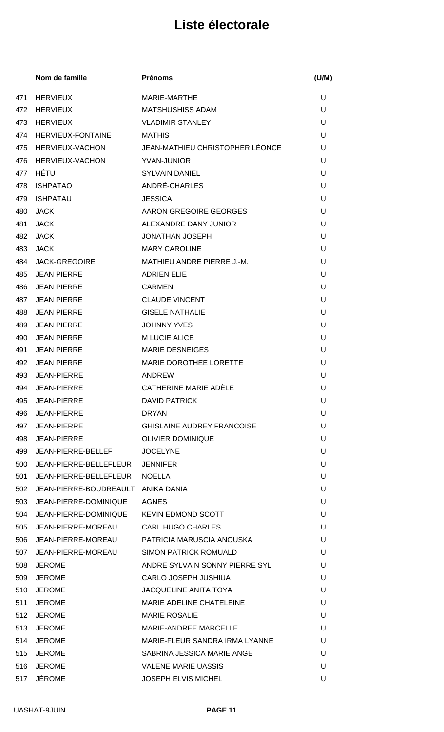# Liste électorale

| | Nom de famille | Prénoms | (U/M) |
|---|---|---|---|
| 471 | HERVIEUX | MARIE-MARTHE | U |
| 472 | HERVIEUX | MATSHUSHISS ADAM | U |
| 473 | HERVIEUX | VLADIMIR STANLEY | U |
| 474 | HERVIEUX-FONTAINE | MATHIS | U |
| 475 | HERVIEUX-VACHON | JEAN-MATHIEU CHRISTOPHER LÉONCE | U |
| 476 | HERVIEUX-VACHON | YVAN-JUNIOR | U |
| 477 | HÉTU | SYLVAIN DANIEL | U |
| 478 | ISHPATAO | ANDRÉ-CHARLES | U |
| 479 | ISHPATAU | JESSICA | U |
| 480 | JACK | AARON GREGOIRE GEORGES | U |
| 481 | JACK | ALEXANDRE DANY JUNIOR | U |
| 482 | JACK | JONATHAN JOSEPH | U |
| 483 | JACK | MARY CAROLINE | U |
| 484 | JACK-GREGOIRE | MATHIEU ANDRE PIERRE J.-M. | U |
| 485 | JEAN PIERRE | ADRIEN ELIE | U |
| 486 | JEAN PIERRE | CARMEN | U |
| 487 | JEAN PIERRE | CLAUDE VINCENT | U |
| 488 | JEAN PIERRE | GISELE NATHALIE | U |
| 489 | JEAN PIERRE | JOHNNY YVES | U |
| 490 | JEAN PIERRE | M LUCIE ALICE | U |
| 491 | JEAN PIERRE | MARIE DESNEIGES | U |
| 492 | JEAN PIERRE | MARIE DOROTHEE LORETTE | U |
| 493 | JEAN-PIERRE | ANDREW | U |
| 494 | JEAN-PIERRE | CATHERINE MARIE ADÈLE | U |
| 495 | JEAN-PIERRE | DAVID PATRICK | U |
| 496 | JEAN-PIERRE | DRYAN | U |
| 497 | JEAN-PIERRE | GHISLAINE AUDREY FRANCOISE | U |
| 498 | JEAN-PIERRE | OLIVIER DOMINIQUE | U |
| 499 | JEAN-PIERRE-BELLEF | JOCELYNE | U |
| 500 | JEAN-PIERRE-BELLEFLEUR | JENNIFER | U |
| 501 | JEAN-PIERRE-BELLEFLEUR | NOELLA | U |
| 502 | JEAN-PIERRE-BOUDREAULT | ANIKA DANIA | U |
| 503 | JEAN-PIERRE-DOMINIQUE | AGNES | U |
| 504 | JEAN-PIERRE-DOMINIQUE | KEVIN EDMOND SCOTT | U |
| 505 | JEAN-PIERRE-MOREAU | CARL HUGO CHARLES | U |
| 506 | JEAN-PIERRE-MOREAU | PATRICIA MARUSCIA ANOUSKA | U |
| 507 | JEAN-PIERRE-MOREAU | SIMON PATRICK ROMUALD | U |
| 508 | JEROME | ANDRE SYLVAIN SONNY PIERRE SYL | U |
| 509 | JEROME | CARLO JOSEPH JUSHIUA | U |
| 510 | JEROME | JACQUELINE ANITA TOYA | U |
| 511 | JEROME | MARIE ADELINE CHATELEINE | U |
| 512 | JEROME | MARIE ROSALIE | U |
| 513 | JEROME | MARIE-ANDREE MARCELLE | U |
| 514 | JEROME | MARIE-FLEUR SANDRA IRMA LYANNE | U |
| 515 | JEROME | SABRINA JESSICA MARIE ANGE | U |
| 516 | JEROME | VALENE MARIE UASSIS | U |
| 517 | JÉROME | JOSEPH ELVIS MICHEL | U |

UASHAT-9JUIN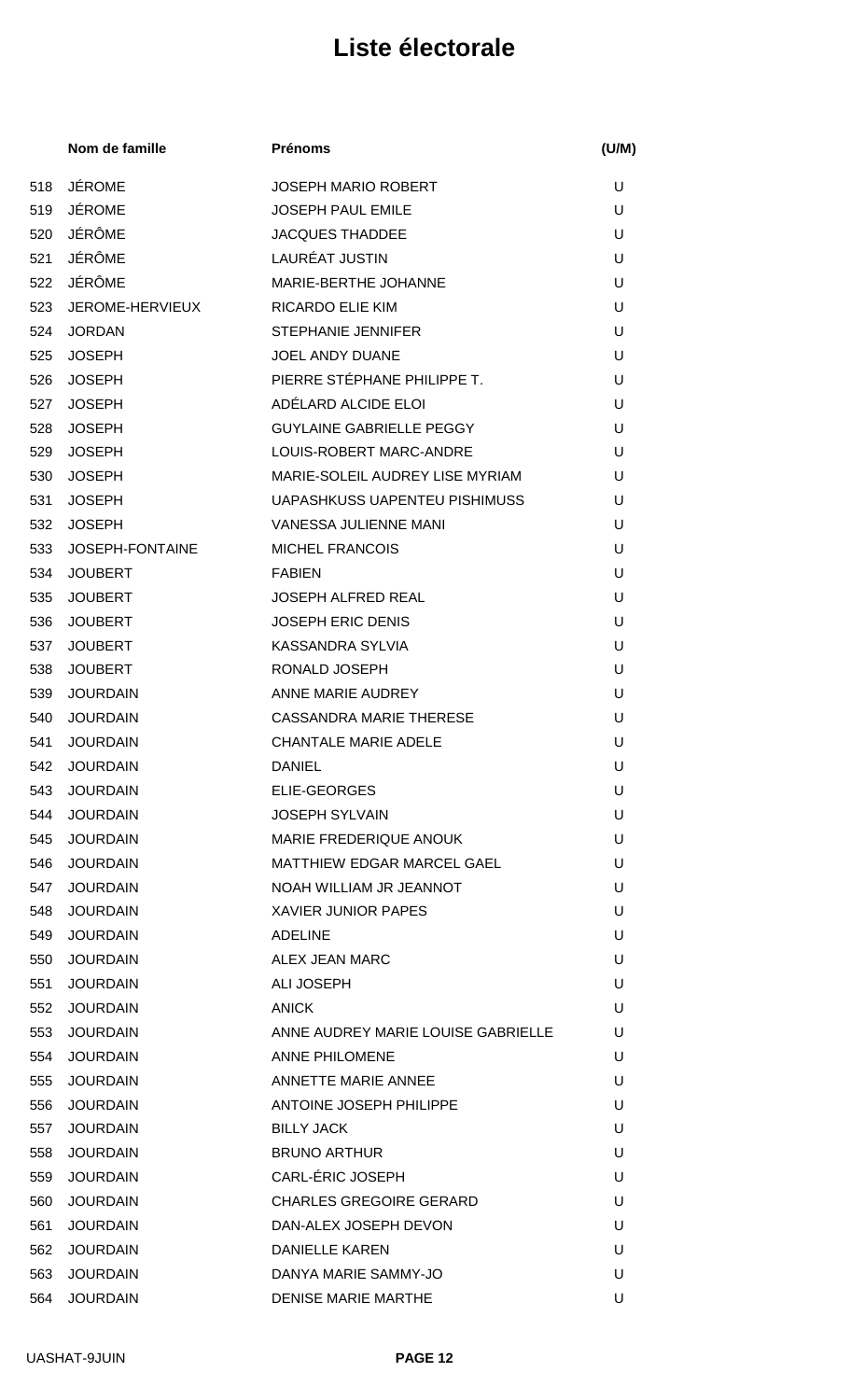# Liste électorale

| | Nom de famille | Prénoms | (U/M) |
|---|---|---|---|
| 518 | JÉROME | JOSEPH MARIO ROBERT | U |
| 519 | JÉROME | JOSEPH PAUL EMILE | U |
| 520 | JÉRÔME | JACQUES THADDEE | U |
| 521 | JÉRÔME | LAURÉAT JUSTIN | U |
| 522 | JÉRÔME | MARIE-BERTHE JOHANNE | U |
| 523 | JEROME-HERVIEUX | RICARDO ELIE KIM | U |
| 524 | JORDAN | STEPHANIE JENNIFER | U |
| 525 | JOSEPH | JOEL ANDY DUANE | U |
| 526 | JOSEPH | PIERRE STÉPHANE PHILIPPE T. | U |
| 527 | JOSEPH | ADÉLARD ALCIDE ELOI | U |
| 528 | JOSEPH | GUYLAINE GABRIELLE PEGGY | U |
| 529 | JOSEPH | LOUIS-ROBERT MARC-ANDRE | U |
| 530 | JOSEPH | MARIE-SOLEIL AUDREY LISE MYRIAM | U |
| 531 | JOSEPH | UAPASHKUSS UAPENTEU PISHIMUSS | U |
| 532 | JOSEPH | VANESSA JULIENNE MANI | U |
| 533 | JOSEPH-FONTAINE | MICHEL FRANCOIS | U |
| 534 | JOUBERT | FABIEN | U |
| 535 | JOUBERT | JOSEPH ALFRED REAL | U |
| 536 | JOUBERT | JOSEPH ERIC DENIS | U |
| 537 | JOUBERT | KASSANDRA SYLVIA | U |
| 538 | JOUBERT | RONALD JOSEPH | U |
| 539 | JOURDAIN | ANNE MARIE AUDREY | U |
| 540 | JOURDAIN | CASSANDRA MARIE THERESE | U |
| 541 | JOURDAIN | CHANTALE MARIE ADELE | U |
| 542 | JOURDAIN | DANIEL | U |
| 543 | JOURDAIN | ELIE-GEORGES | U |
| 544 | JOURDAIN | JOSEPH SYLVAIN | U |
| 545 | JOURDAIN | MARIE FREDERIQUE ANOUK | U |
| 546 | JOURDAIN | MATTHIEW EDGAR MARCEL GAEL | U |
| 547 | JOURDAIN | NOAH WILLIAM JR JEANNOT | U |
| 548 | JOURDAIN | XAVIER JUNIOR PAPES | U |
| 549 | JOURDAIN | ADELINE | U |
| 550 | JOURDAIN | ALEX JEAN MARC | U |
| 551 | JOURDAIN | ALI JOSEPH | U |
| 552 | JOURDAIN | ANICK | U |
| 553 | JOURDAIN | ANNE AUDREY MARIE LOUISE GABRIELLE | U |
| 554 | JOURDAIN | ANNE PHILOMENE | U |
| 555 | JOURDAIN | ANNETTE MARIE ANNEE | U |
| 556 | JOURDAIN | ANTOINE JOSEPH PHILIPPE | U |
| 557 | JOURDAIN | BILLY JACK | U |
| 558 | JOURDAIN | BRUNO ARTHUR | U |
| 559 | JOURDAIN | CARL-ÉRIC JOSEPH | U |
| 560 | JOURDAIN | CHARLES GREGOIRE GERARD | U |
| 561 | JOURDAIN | DAN-ALEX JOSEPH DEVON | U |
| 562 | JOURDAIN | DANIELLE KAREN | U |
| 563 | JOURDAIN | DANYA MARIE SAMMY-JO | U |
| 564 | JOURDAIN | DENISE MARIE MARTHE | U |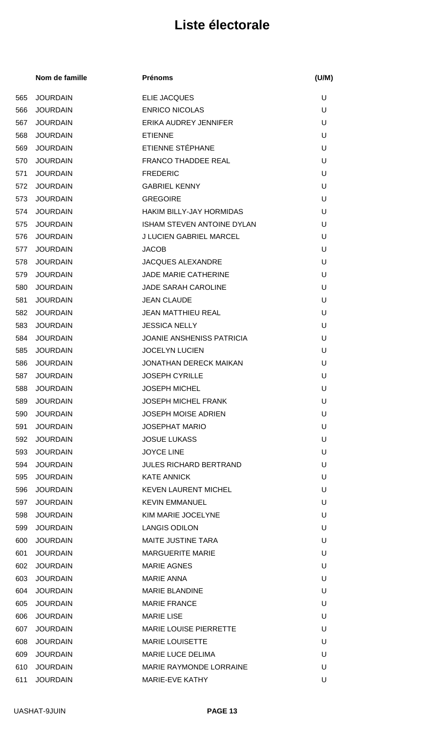# Liste électorale

| | Nom de famille | Prénoms | (U/M) |
|---|---|---|---|
| 565 | JOURDAIN | ELIE JACQUES | U |
| 566 | JOURDAIN | ENRICO NICOLAS | U |
| 567 | JOURDAIN | ERIKA AUDREY JENNIFER | U |
| 568 | JOURDAIN | ETIENNE | U |
| 569 | JOURDAIN | ETIENNE STÉPHANE | U |
| 570 | JOURDAIN | FRANCO THADDEE REAL | U |
| 571 | JOURDAIN | FREDERIC | U |
| 572 | JOURDAIN | GABRIEL KENNY | U |
| 573 | JOURDAIN | GREGOIRE | U |
| 574 | JOURDAIN | HAKIM BILLY-JAY HORMIDAS | U |
| 575 | JOURDAIN | ISHAM STEVEN ANTOINE DYLAN | U |
| 576 | JOURDAIN | J LUCIEN GABRIEL MARCEL | U |
| 577 | JOURDAIN | JACOB | U |
| 578 | JOURDAIN | JACQUES ALEXANDRE | U |
| 579 | JOURDAIN | JADE MARIE CATHERINE | U |
| 580 | JOURDAIN | JADE SARAH CAROLINE | U |
| 581 | JOURDAIN | JEAN CLAUDE | U |
| 582 | JOURDAIN | JEAN MATTHIEU REAL | U |
| 583 | JOURDAIN | JESSICA NELLY | U |
| 584 | JOURDAIN | JOANIE ANSHENISS PATRICIA | U |
| 585 | JOURDAIN | JOCELYN LUCIEN | U |
| 586 | JOURDAIN | JONATHAN DERECK MAIKAN | U |
| 587 | JOURDAIN | JOSEPH CYRILLE | U |
| 588 | JOURDAIN | JOSEPH MICHEL | U |
| 589 | JOURDAIN | JOSEPH MICHEL FRANK | U |
| 590 | JOURDAIN | JOSEPH MOISE ADRIEN | U |
| 591 | JOURDAIN | JOSEPHAT MARIO | U |
| 592 | JOURDAIN | JOSUE LUKASS | U |
| 593 | JOURDAIN | JOYCE LINE | U |
| 594 | JOURDAIN | JULES RICHARD BERTRAND | U |
| 595 | JOURDAIN | KATE ANNICK | U |
| 596 | JOURDAIN | KEVEN LAURENT MICHEL | U |
| 597 | JOURDAIN | KEVIN EMMANUEL | U |
| 598 | JOURDAIN | KIM MARIE JOCELYNE | U |
| 599 | JOURDAIN | LANGIS ODILON | U |
| 600 | JOURDAIN | MAITE JUSTINE TARA | U |
| 601 | JOURDAIN | MARGUERITE MARIE | U |
| 602 | JOURDAIN | MARIE AGNES | U |
| 603 | JOURDAIN | MARIE ANNA | U |
| 604 | JOURDAIN | MARIE BLANDINE | U |
| 605 | JOURDAIN | MARIE FRANCE | U |
| 606 | JOURDAIN | MARIE LISE | U |
| 607 | JOURDAIN | MARIE LOUISE PIERRETTE | U |
| 608 | JOURDAIN | MARIE LOUISETTE | U |
| 609 | JOURDAIN | MARIE LUCE DELIMA | U |
| 610 | JOURDAIN | MARIE RAYMONDE LORRAINE | U |
| 611 | JOURDAIN | MARIE-EVE KATHY | U |

UASHAT-9JUIN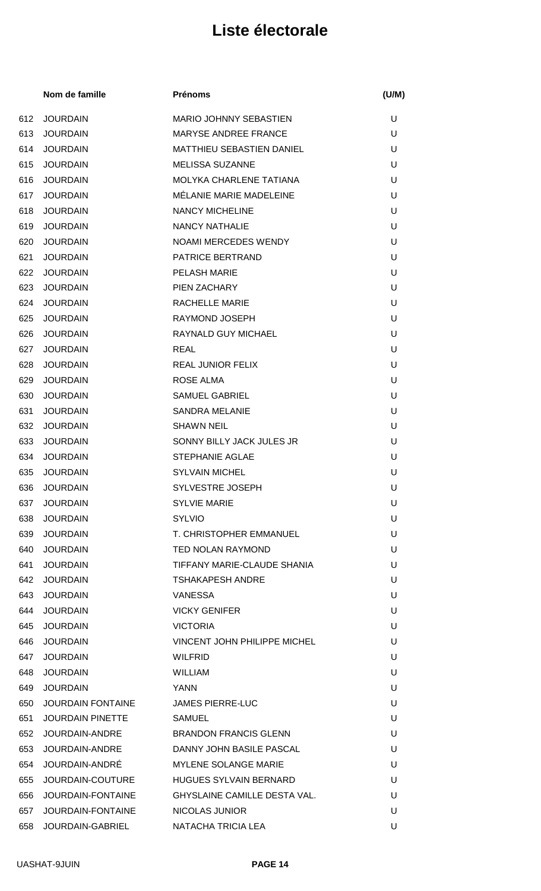# Liste électorale

| | Nom de famille | Prénoms | (U/M) |
|---|---|---|---|
| 612 | JOURDAIN | MARIO JOHNNY SEBASTIEN | U |
| 613 | JOURDAIN | MARYSE ANDREE FRANCE | U |
| 614 | JOURDAIN | MATTHIEU SEBASTIEN DANIEL | U |
| 615 | JOURDAIN | MELISSA SUZANNE | U |
| 616 | JOURDAIN | MOLYKA CHARLENE TATIANA | U |
| 617 | JOURDAIN | MÉLANIE MARIE MADELEINE | U |
| 618 | JOURDAIN | NANCY MICHELINE | U |
| 619 | JOURDAIN | NANCY NATHALIE | U |
| 620 | JOURDAIN | NOAMI MERCEDES WENDY | U |
| 621 | JOURDAIN | PATRICE BERTRAND | U |
| 622 | JOURDAIN | PELASH MARIE | U |
| 623 | JOURDAIN | PIEN ZACHARY | U |
| 624 | JOURDAIN | RACHELLE MARIE | U |
| 625 | JOURDAIN | RAYMOND JOSEPH | U |
| 626 | JOURDAIN | RAYNALD GUY MICHAEL | U |
| 627 | JOURDAIN | REAL | U |
| 628 | JOURDAIN | REAL JUNIOR FELIX | U |
| 629 | JOURDAIN | ROSE ALMA | U |
| 630 | JOURDAIN | SAMUEL GABRIEL | U |
| 631 | JOURDAIN | SANDRA MELANIE | U |
| 632 | JOURDAIN | SHAWN NEIL | U |
| 633 | JOURDAIN | SONNY BILLY JACK JULES JR | U |
| 634 | JOURDAIN | STEPHANIE AGLAE | U |
| 635 | JOURDAIN | SYLVAIN MICHEL | U |
| 636 | JOURDAIN | SYLVESTRE JOSEPH | U |
| 637 | JOURDAIN | SYLVIE MARIE | U |
| 638 | JOURDAIN | SYLVIO | U |
| 639 | JOURDAIN | T. CHRISTOPHER EMMANUEL | U |
| 640 | JOURDAIN | TED NOLAN RAYMOND | U |
| 641 | JOURDAIN | TIFFANY MARIE-CLAUDE SHANIA | U |
| 642 | JOURDAIN | TSHAKAPESH ANDRE | U |
| 643 | JOURDAIN | VANESSA | U |
| 644 | JOURDAIN | VICKY GENIFER | U |
| 645 | JOURDAIN | VICTORIA | U |
| 646 | JOURDAIN | VINCENT JOHN PHILIPPE MICHEL | U |
| 647 | JOURDAIN | WILFRID | U |
| 648 | JOURDAIN | WILLIAM | U |
| 649 | JOURDAIN | YANN | U |
| 650 | JOURDAIN FONTAINE | JAMES PIERRE-LUC | U |
| 651 | JOURDAIN PINETTE | SAMUEL | U |
| 652 | JOURDAIN-ANDRE | BRANDON FRANCIS GLENN | U |
| 653 | JOURDAIN-ANDRE | DANNY JOHN BASILE PASCAL | U |
| 654 | JOURDAIN-ANDRÉ | MYLENE SOLANGE MARIE | U |
| 655 | JOURDAIN-COUTURE | HUGUES SYLVAIN BERNARD | U |
| 656 | JOURDAIN-FONTAINE | GHYSLAINE CAMILLE DESTA VAL. | U |
| 657 | JOURDAIN-FONTAINE | NICOLAS JUNIOR | U |
| 658 | JOURDAIN-GABRIEL | NATACHA TRICIA LEA | U |

UASHAT-9JUIN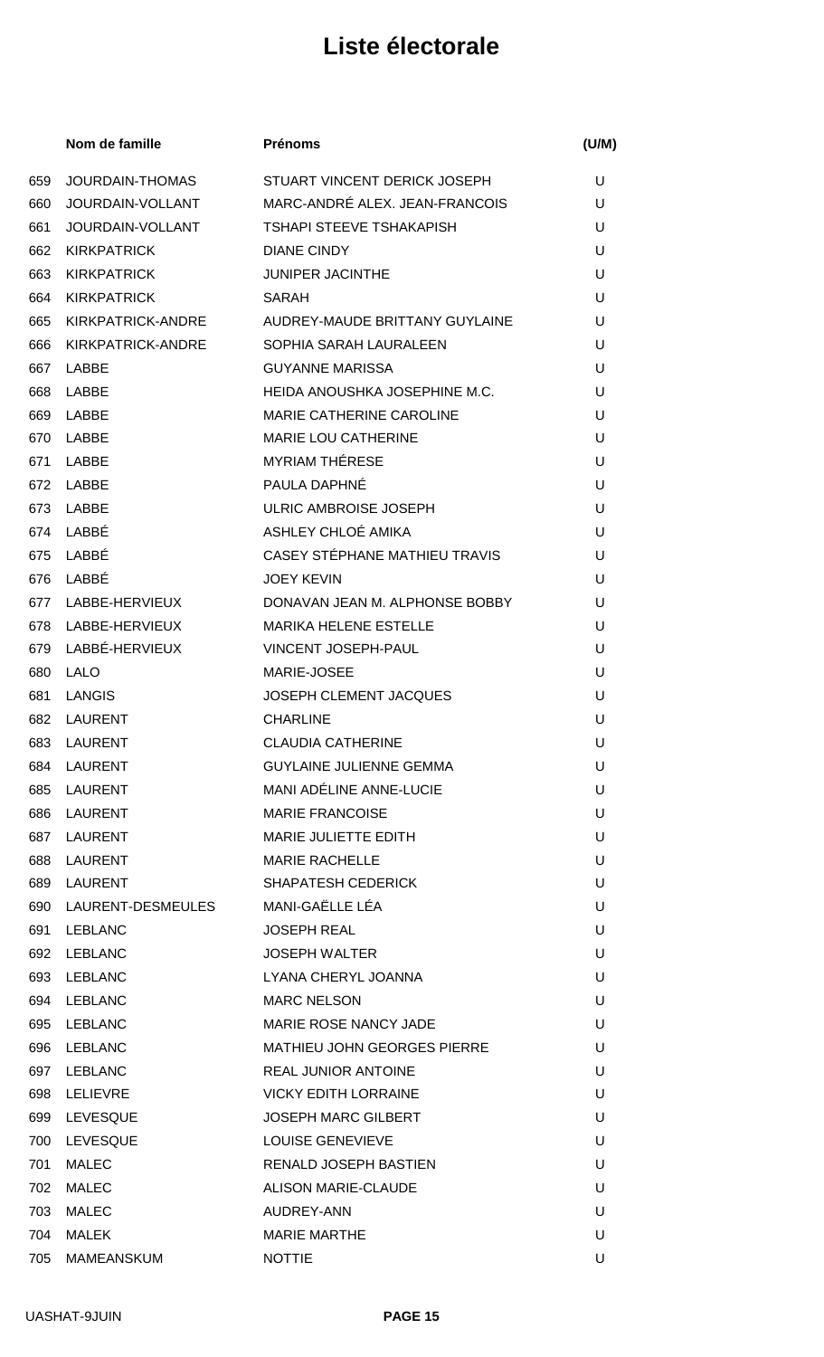# Liste électorale

| | Nom de famille | Prénoms | (U/M) |
|---|---|---|---|
| 659 | JOURDAIN-THOMAS | STUART VINCENT DERICK JOSEPH | U |
| 660 | JOURDAIN-VOLLANT | MARC-ANDRÉ ALEX. JEAN-FRANCOIS | U |
| 661 | JOURDAIN-VOLLANT | TSHAPI STEEVE TSHAKAPISH | U |
| 662 | KIRKPATRICK | DIANE CINDY | U |
| 663 | KIRKPATRICK | JUNIPER JACINTHE | U |
| 664 | KIRKPATRICK | SARAH | U |
| 665 | KIRKPATRICK-ANDRE | AUDREY-MAUDE BRITTANY GUYLAINE | U |
| 666 | KIRKPATRICK-ANDRE | SOPHIA SARAH LAURALEEN | U |
| 667 | LABBE | GUYANNE MARISSA | U |
| 668 | LABBE | HEIDA ANOUSHKA JOSEPHINE M.C. | U |
| 669 | LABBE | MARIE CATHERINE CAROLINE | U |
| 670 | LABBE | MARIE LOU CATHERINE | U |
| 671 | LABBE | MYRIAM THÉRESE | U |
| 672 | LABBE | PAULA DAPHNÉ | U |
| 673 | LABBE | ULRIC AMBROISE JOSEPH | U |
| 674 | LABBÉ | ASHLEY CHLOÉ AMIKA | U |
| 675 | LABBÉ | CASEY STÉPHANE MATHIEU TRAVIS | U |
| 676 | LABBÉ | JOEY KEVIN | U |
| 677 | LABBE-HERVIEUX | DONAVAN JEAN M. ALPHONSE BOBBY | U |
| 678 | LABBE-HERVIEUX | MARIKA HELENE ESTELLE | U |
| 679 | LABBÉ-HERVIEUX | VINCENT JOSEPH-PAUL | U |
| 680 | LALO | MARIE-JOSEE | U |
| 681 | LANGIS | JOSEPH CLEMENT JACQUES | U |
| 682 | LAURENT | CHARLINE | U |
| 683 | LAURENT | CLAUDIA CATHERINE | U |
| 684 | LAURENT | GUYLAINE JULIENNE GEMMA | U |
| 685 | LAURENT | MANI ADÉLINE ANNE-LUCIE | U |
| 686 | LAURENT | MARIE FRANCOISE | U |
| 687 | LAURENT | MARIE JULIETTE EDITH | U |
| 688 | LAURENT | MARIE RACHELLE | U |
| 689 | LAURENT | SHAPATESH CEDERICK | U |
| 690 | LAURENT-DESMEULES | MANI-GAËLLE LÉA | U |
| 691 | LEBLANC | JOSEPH REAL | U |
| 692 | LEBLANC | JOSEPH WALTER | U |
| 693 | LEBLANC | LYANA CHERYL JOANNA | U |
| 694 | LEBLANC | MARC NELSON | U |
| 695 | LEBLANC | MARIE ROSE NANCY JADE | U |
| 696 | LEBLANC | MATHIEU JOHN GEORGES PIERRE | U |
| 697 | LEBLANC | REAL JUNIOR ANTOINE | U |
| 698 | LELIEVRE | VICKY EDITH LORRAINE | U |
| 699 | LEVESQUE | JOSEPH MARC GILBERT | U |
| 700 | LEVESQUE | LOUISE GENEVIEVE | U |
| 701 | MALEC | RENALD JOSEPH BASTIEN | U |
| 702 | MALEC | ALISON MARIE-CLAUDE | U |
| 703 | MALEC | AUDREY-ANN | U |
| 704 | MALEK | MARIE MARTHE | U |
| 705 | MAMEANSKUM | NOTTIE | U |

UASHAT-9JUIN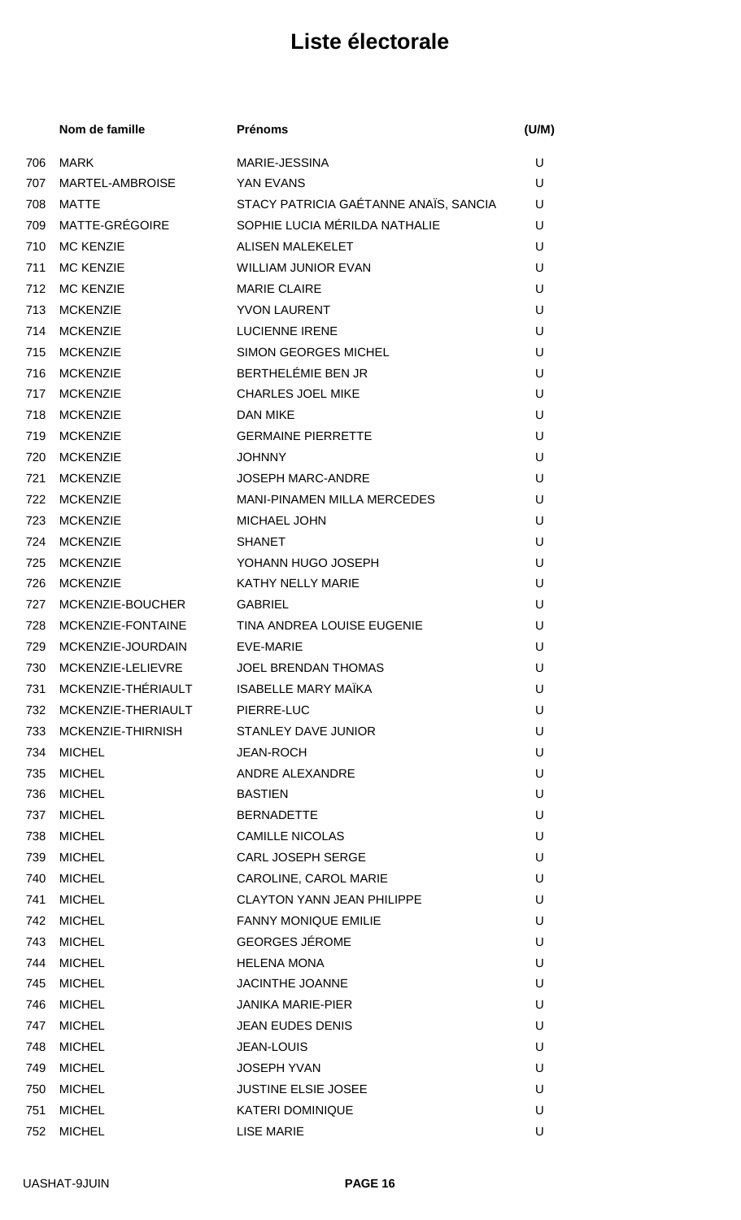# Liste électorale

| | Nom de famille | Prénoms | (U/M) |
|---|---|---|---|
| 706 | MARK | MARIE-JESSINA | U |
| 707 | MARTEL-AMBROISE | YAN EVANS | U |
| 708 | MATTE | STACY PATRICIA GAÉTANNE ANAÏS, SANCIA | U |
| 709 | MATTE-GRÉGOIRE | SOPHIE LUCIA MÉRILDA NATHALIE | U |
| 710 | MC KENZIE | ALISEN MALEKELET | U |
| 711 | MC KENZIE | WILLIAM JUNIOR EVAN | U |
| 712 | MC KENZIE | MARIE CLAIRE | U |
| 713 | MCKENZIE | YVON LAURENT | U |
| 714 | MCKENZIE | LUCIENNE IRENE | U |
| 715 | MCKENZIE | SIMON GEORGES MICHEL | U |
| 716 | MCKENZIE | BERTHELÉMIE BEN JR | U |
| 717 | MCKENZIE | CHARLES JOEL MIKE | U |
| 718 | MCKENZIE | DAN MIKE | U |
| 719 | MCKENZIE | GERMAINE PIERRETTE | U |
| 720 | MCKENZIE | JOHNNY | U |
| 721 | MCKENZIE | JOSEPH MARC-ANDRE | U |
| 722 | MCKENZIE | MANI-PINAMEN MILLA MERCEDES | U |
| 723 | MCKENZIE | MICHAEL JOHN | U |
| 724 | MCKENZIE | SHANET | U |
| 725 | MCKENZIE | YOHANN HUGO JOSEPH | U |
| 726 | MCKENZIE | KATHY NELLY MARIE | U |
| 727 | MCKENZIE-BOUCHER | GABRIEL | U |
| 728 | MCKENZIE-FONTAINE | TINA ANDREA LOUISE EUGENIE | U |
| 729 | MCKENZIE-JOURDAIN | EVE-MARIE | U |
| 730 | MCKENZIE-LELIEVRE | JOEL BRENDAN THOMAS | U |
| 731 | MCKENZIE-THÉRIAULT | ISABELLE MARY MAÏKA | U |
| 732 | MCKENZIE-THERIAULT | PIERRE-LUC | U |
| 733 | MCKENZIE-THIRNISH | STANLEY DAVE JUNIOR | U |
| 734 | MICHEL | JEAN-ROCH | U |
| 735 | MICHEL | ANDRE ALEXANDRE | U |
| 736 | MICHEL | BASTIEN | U |
| 737 | MICHEL | BERNADETTE | U |
| 738 | MICHEL | CAMILLE NICOLAS | U |
| 739 | MICHEL | CARL JOSEPH SERGE | U |
| 740 | MICHEL | CAROLINE, CAROL MARIE | U |
| 741 | MICHEL | CLAYTON YANN JEAN PHILIPPE | U |
| 742 | MICHEL | FANNY MONIQUE EMILIE | U |
| 743 | MICHEL | GEORGES JÉROME | U |
| 744 | MICHEL | HELENA MONA | U |
| 745 | MICHEL | JACINTHE JOANNE | U |
| 746 | MICHEL | JANIKA MARIE-PIER | U |
| 747 | MICHEL | JEAN EUDES DENIS | U |
| 748 | MICHEL | JEAN-LOUIS | U |
| 749 | MICHEL | JOSEPH YVAN | U |
| 750 | MICHEL | JUSTINE ELSIE JOSEE | U |
| 751 | MICHEL | KATERI DOMINIQUE | U |
| 752 | MICHEL | LISE MARIE | U |

UASHAT-9JUIN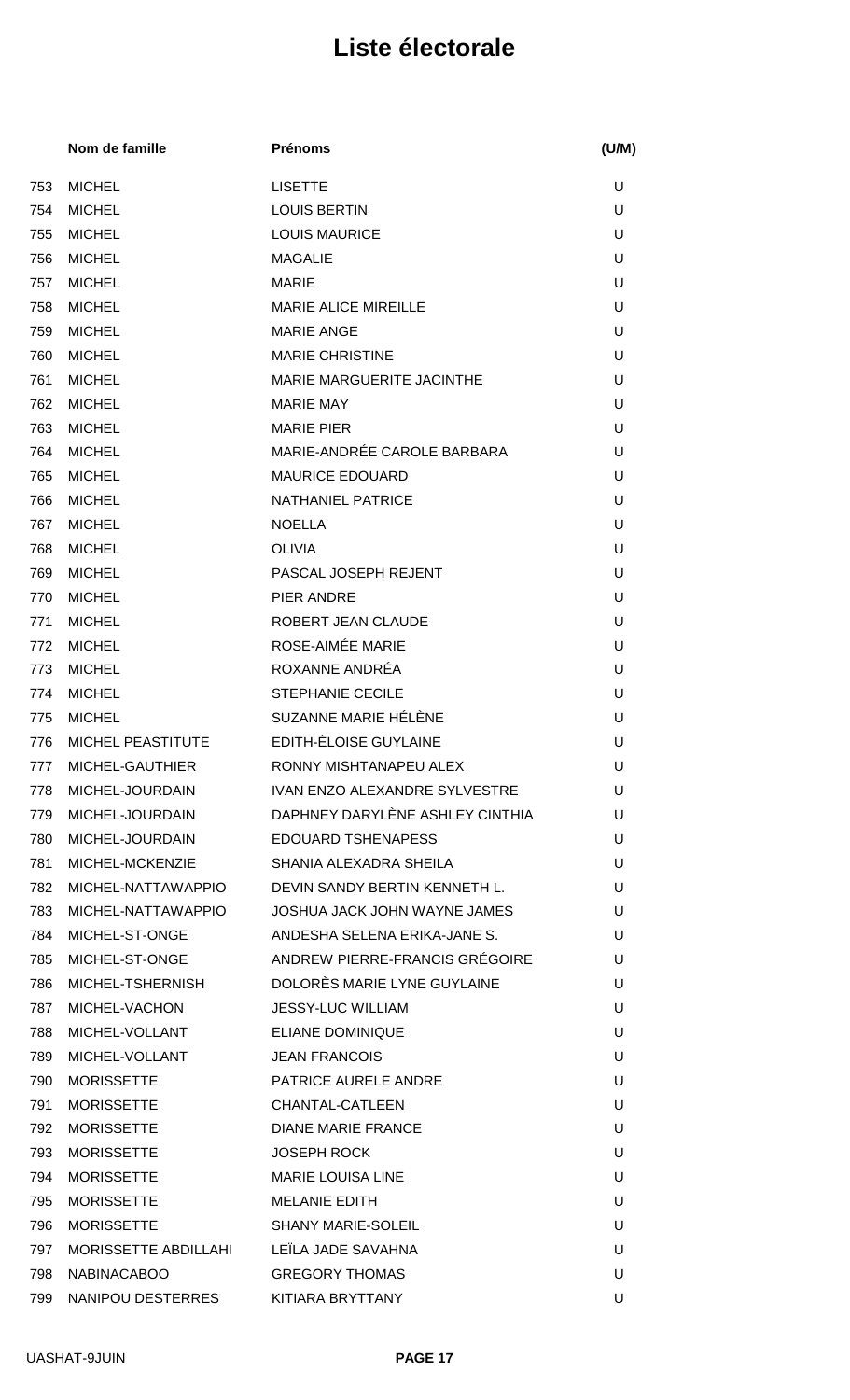# Liste électorale

| | Nom de famille | Prénoms | (U/M) |
|---|---|---|---|
| 753 | MICHEL | LISETTE | U |
| 754 | MICHEL | LOUIS BERTIN | U |
| 755 | MICHEL | LOUIS MAURICE | U |
| 756 | MICHEL | MAGALIE | U |
| 757 | MICHEL | MARIE | U |
| 758 | MICHEL | MARIE ALICE MIREILLE | U |
| 759 | MICHEL | MARIE ANGE | U |
| 760 | MICHEL | MARIE CHRISTINE | U |
| 761 | MICHEL | MARIE MARGUERITE JACINTHE | U |
| 762 | MICHEL | MARIE MAY | U |
| 763 | MICHEL | MARIE PIER | U |
| 764 | MICHEL | MARIE-ANDRÉE CAROLE BARBARA | U |
| 765 | MICHEL | MAURICE EDOUARD | U |
| 766 | MICHEL | NATHANIEL PATRICE | U |
| 767 | MICHEL | NOELLA | U |
| 768 | MICHEL | OLIVIA | U |
| 769 | MICHEL | PASCAL JOSEPH REJENT | U |
| 770 | MICHEL | PIER ANDRE | U |
| 771 | MICHEL | ROBERT JEAN CLAUDE | U |
| 772 | MICHEL | ROSE-AIMÉE MARIE | U |
| 773 | MICHEL | ROXANNE ANDRÉA | U |
| 774 | MICHEL | STEPHANIE CECILE | U |
| 775 | MICHEL | SUZANNE MARIE HÉLÈNE | U |
| 776 | MICHEL PEASTITUTE | EDITH-ÉLOISE GUYLAINE | U |
| 777 | MICHEL-GAUTHIER | RONNY MISHTANAPEU ALEX | U |
| 778 | MICHEL-JOURDAIN | IVAN ENZO ALEXANDRE SYLVESTRE | U |
| 779 | MICHEL-JOURDAIN | DAPHNEY DARYLÈNE ASHLEY CINTHIA | U |
| 780 | MICHEL-JOURDAIN | EDOUARD TSHENAPESS | U |
| 781 | MICHEL-MCKENZIE | SHANIA ALEXADRA SHEILA | U |
| 782 | MICHEL-NATTAWAPPIO | DEVIN SANDY BERTIN KENNETH L. | U |
| 783 | MICHEL-NATTAWAPPIO | JOSHUA JACK JOHN WAYNE JAMES | U |
| 784 | MICHEL-ST-ONGE | ANDESHA SELENA ERIKA-JANE S. | U |
| 785 | MICHEL-ST-ONGE | ANDREW PIERRE-FRANCIS GRÉGOIRE | U |
| 786 | MICHEL-TSHERNISH | DOLORÈS MARIE LYNE GUYLAINE | U |
| 787 | MICHEL-VACHON | JESSY-LUC WILLIAM | U |
| 788 | MICHEL-VOLLANT | ELIANE DOMINIQUE | U |
| 789 | MICHEL-VOLLANT | JEAN FRANCOIS | U |
| 790 | MORISSETTE | PATRICE AURELE ANDRE | U |
| 791 | MORISSETTE | CHANTAL-CATLEEN | U |
| 792 | MORISSETTE | DIANE MARIE FRANCE | U |
| 793 | MORISSETTE | JOSEPH ROCK | U |
| 794 | MORISSETTE | MARIE LOUISA LINE | U |
| 795 | MORISSETTE | MELANIE EDITH | U |
| 796 | MORISSETTE | SHANY MARIE-SOLEIL | U |
| 797 | MORISSETTE ABDILLAHI | LEÏLA JADE SAVAHNA | U |
| 798 | NABINACABOO | GREGORY THOMAS | U |
| 799 | NANIPOU DESTERRES | KITIARA BRYTTANY | U |

UASHAT-9JUIN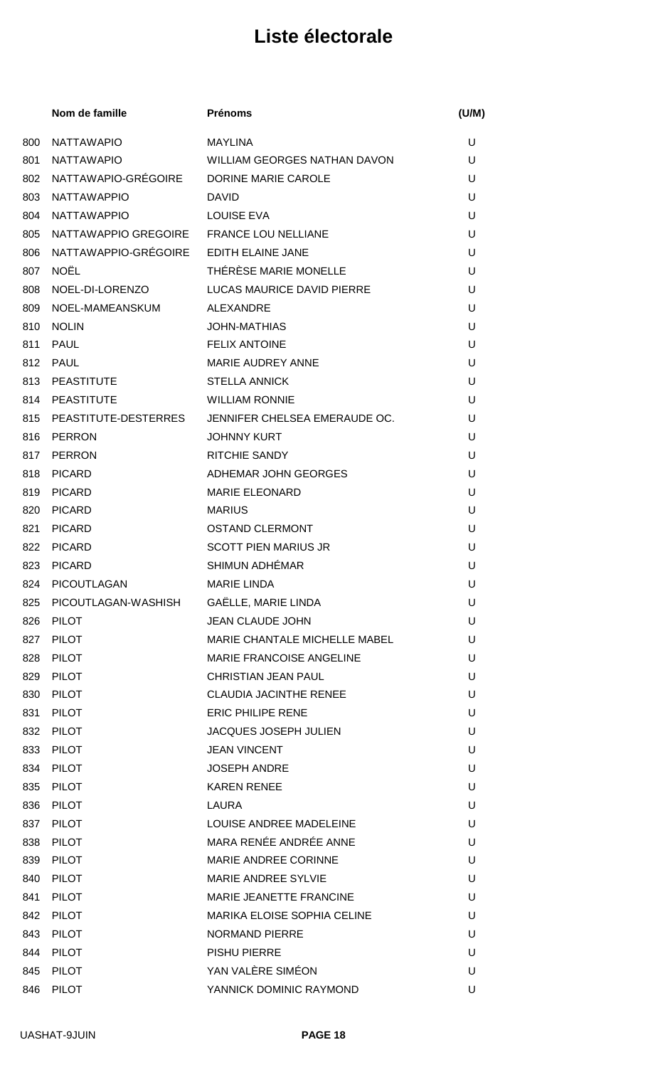# Liste électorale

| | Nom de famille | Prénoms | (U/M) |
|---|---|---|---|
| 800 | NATTAWAPIO | MAYLINA | U |
| 801 | NATTAWAPIO | WILLIAM GEORGES NATHAN DAVON | U |
| 802 | NATTAWAPIO-GRÉGOIRE | DORINE MARIE CAROLE | U |
| 803 | NATTAWAPPIO | DAVID | U |
| 804 | NATTAWAPPIO | LOUISE EVA | U |
| 805 | NATTAWAPPIO GREGOIRE | FRANCE LOU NELLIANE | U |
| 806 | NATTAWAPPIO-GRÉGOIRE | EDITH ELAINE JANE | U |
| 807 | NOËL | THÉRÈSE MARIE MONELLE | U |
| 808 | NOEL-DI-LORENZO | LUCAS MAURICE DAVID PIERRE | U |
| 809 | NOEL-MAMEANSKUM | ALEXANDRE | U |
| 810 | NOLIN | JOHN-MATHIAS | U |
| 811 | PAUL | FELIX ANTOINE | U |
| 812 | PAUL | MARIE AUDREY ANNE | U |
| 813 | PEASTITUTE | STELLA ANNICK | U |
| 814 | PEASTITUTE | WILLIAM RONNIE | U |
| 815 | PEASTITUTE-DESTERRES | JENNIFER CHELSEA EMERAUDE OC. | U |
| 816 | PERRON | JOHNNY KURT | U |
| 817 | PERRON | RITCHIE SANDY | U |
| 818 | PICARD | ADHEMAR JOHN GEORGES | U |
| 819 | PICARD | MARIE ELEONARD | U |
| 820 | PICARD | MARIUS | U |
| 821 | PICARD | OSTAND CLERMONT | U |
| 822 | PICARD | SCOTT PIEN MARIUS JR | U |
| 823 | PICARD | SHIMUN ADHÉMAR | U |
| 824 | PICOUTLAGAN | MARIE LINDA | U |
| 825 | PICOUTLAGAN-WASHISH | GAËLLE, MARIE LINDA | U |
| 826 | PILOT | JEAN CLAUDE JOHN | U |
| 827 | PILOT | MARIE CHANTALE MICHELLE MABEL | U |
| 828 | PILOT | MARIE FRANCOISE ANGELINE | U |
| 829 | PILOT | CHRISTIAN JEAN PAUL | U |
| 830 | PILOT | CLAUDIA JACINTHE RENEE | U |
| 831 | PILOT | ERIC PHILIPE RENE | U |
| 832 | PILOT | JACQUES JOSEPH JULIEN | U |
| 833 | PILOT | JEAN VINCENT | U |
| 834 | PILOT | JOSEPH ANDRE | U |
| 835 | PILOT | KAREN RENEE | U |
| 836 | PILOT | LAURA | U |
| 837 | PILOT | LOUISE ANDREE MADELEINE | U |
| 838 | PILOT | MARA RENÉE ANDRÉE ANNE | U |
| 839 | PILOT | MARIE ANDREE CORINNE | U |
| 840 | PILOT | MARIE ANDREE SYLVIE | U |
| 841 | PILOT | MARIE JEANETTE FRANCINE | U |
| 842 | PILOT | MARIKA ELOISE SOPHIA CELINE | U |
| 843 | PILOT | NORMAND PIERRE | U |
| 844 | PILOT | PISHU PIERRE | U |
| 845 | PILOT | YAN VALÈRE SIMÉON | U |
| 846 | PILOT | YANNICK DOMINIC RAYMOND | U |

UASHAT-9JUIN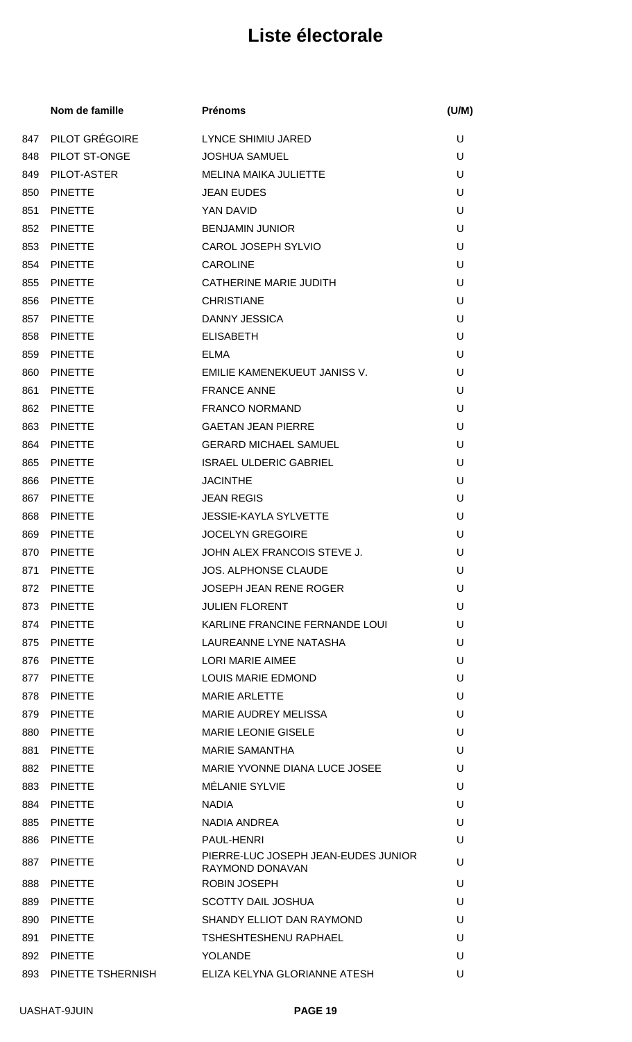# Liste électorale

| | Nom de famille | Prénoms | (U/M) |
|---|---|---|---|
| 847 | PILOT GRÉGOIRE | LYNCE SHIMIU JARED | U |
| 848 | PILOT ST-ONGE | JOSHUA SAMUEL | U |
| 849 | PILOT-ASTER | MELINA MAIKA JULIETTE | U |
| 850 | PINETTE | JEAN EUDES | U |
| 851 | PINETTE | YAN DAVID | U |
| 852 | PINETTE | BENJAMIN JUNIOR | U |
| 853 | PINETTE | CAROL JOSEPH SYLVIO | U |
| 854 | PINETTE | CAROLINE | U |
| 855 | PINETTE | CATHERINE MARIE JUDITH | U |
| 856 | PINETTE | CHRISTIANE | U |
| 857 | PINETTE | DANNY JESSICA | U |
| 858 | PINETTE | ELISABETH | U |
| 859 | PINETTE | ELMA | U |
| 860 | PINETTE | EMILIE KAMENEKUEUT JANISS V. | U |
| 861 | PINETTE | FRANCE ANNE | U |
| 862 | PINETTE | FRANCO NORMAND | U |
| 863 | PINETTE | GAETAN JEAN PIERRE | U |
| 864 | PINETTE | GERARD MICHAEL SAMUEL | U |
| 865 | PINETTE | ISRAEL ULDERIC GABRIEL | U |
| 866 | PINETTE | JACINTHE | U |
| 867 | PINETTE | JEAN REGIS | U |
| 868 | PINETTE | JESSIE-KAYLA SYLVETTE | U |
| 869 | PINETTE | JOCELYN GREGOIRE | U |
| 870 | PINETTE | JOHN ALEX FRANCOIS STEVE J. | U |
| 871 | PINETTE | JOS. ALPHONSE CLAUDE | U |
| 872 | PINETTE | JOSEPH JEAN RENE ROGER | U |
| 873 | PINETTE | JULIEN FLORENT | U |
| 874 | PINETTE | KARLINE FRANCINE FERNANDE LOUI | U |
| 875 | PINETTE | LAUREANNE LYNE NATASHA | U |
| 876 | PINETTE | LORI MARIE AIMEE | U |
| 877 | PINETTE | LOUIS MARIE EDMOND | U |
| 878 | PINETTE | MARIE ARLETTE | U |
| 879 | PINETTE | MARIE AUDREY MELISSA | U |
| 880 | PINETTE | MARIE LEONIE GISELE | U |
| 881 | PINETTE | MARIE SAMANTHA | U |
| 882 | PINETTE | MARIE YVONNE DIANA LUCE JOSEE | U |
| 883 | PINETTE | MÉLANIE SYLVIE | U |
| 884 | PINETTE | NADIA | U |
| 885 | PINETTE | NADIA ANDREA | U |
| 886 | PINETTE | PAUL-HENRI | U |
| 887 | PINETTE | PIERRE-LUC JOSEPH JEAN-EUDES JUNIOR RAYMOND DONAVAN | U |
| 888 | PINETTE | ROBIN JOSEPH | U |
| 889 | PINETTE | SCOTTY DAIL JOSHUA | U |
| 890 | PINETTE | SHANDY ELLIOT DAN RAYMOND | U |
| 891 | PINETTE | TSHESHTESHENU RAPHAEL | U |
| 892 | PINETTE | YOLANDE | U |
| 893 | PINETTE TSHERNISH | ELIZA KELYNA GLORIANNE ATESH | U |

UASHAT-9JUIN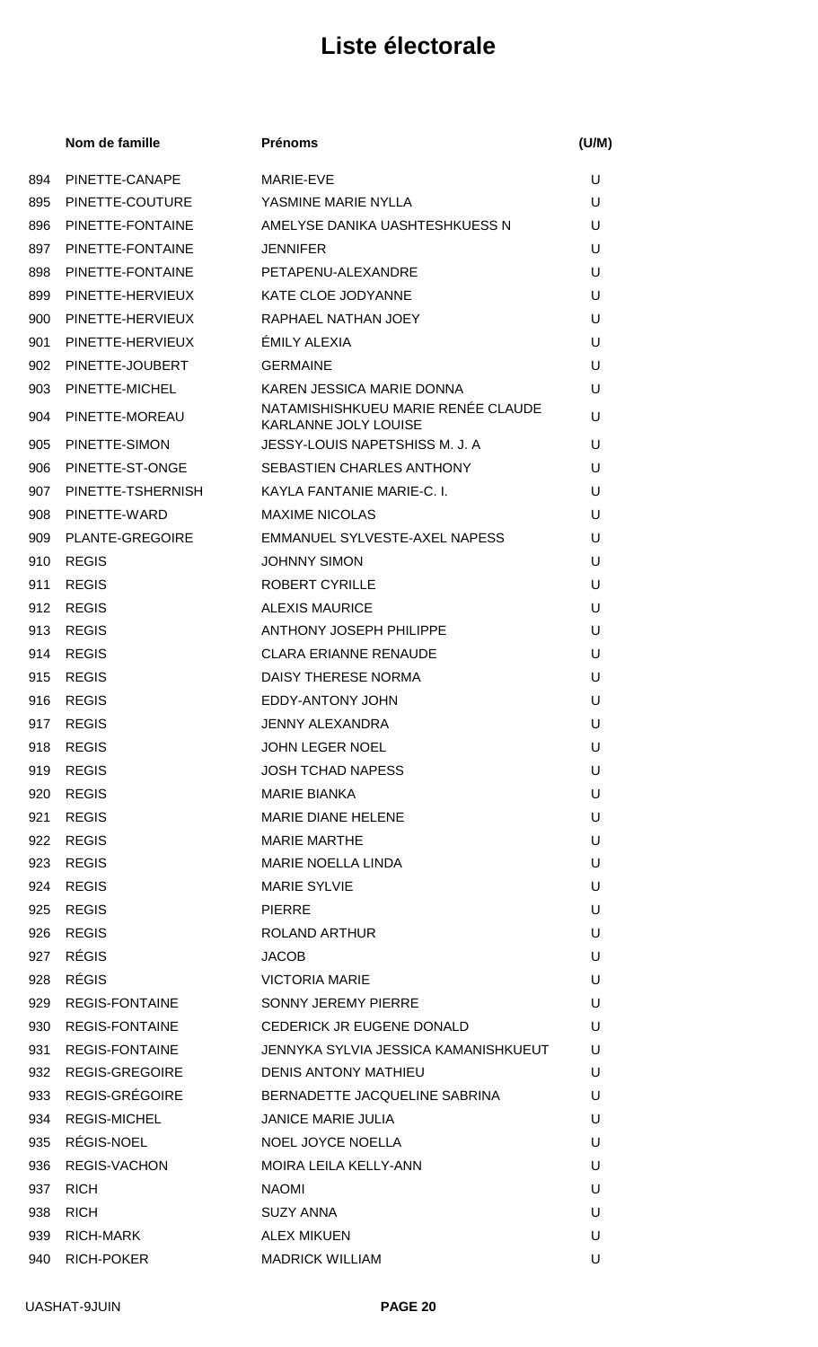# Liste électorale

| | Nom de famille | Prénoms | (U/M) |
|---|---|---|---|
| 894 | PINETTE-CANAPE | MARIE-EVE | U |
| 895 | PINETTE-COUTURE | YASMINE MARIE NYLLA | U |
| 896 | PINETTE-FONTAINE | AMELYSE DANIKA UASHTESHKUESS N | U |
| 897 | PINETTE-FONTAINE | JENNIFER | U |
| 898 | PINETTE-FONTAINE | PETAPENU-ALEXANDRE | U |
| 899 | PINETTE-HERVIEUX | KATE CLOE JODYANNE | U |
| 900 | PINETTE-HERVIEUX | RAPHAEL NATHAN JOEY | U |
| 901 | PINETTE-HERVIEUX | ÉMILY ALEXIA | U |
| 902 | PINETTE-JOUBERT | GERMAINE | U |
| 903 | PINETTE-MICHEL | KAREN JESSICA MARIE DONNA | U |
| 904 | PINETTE-MOREAU | NATAMISHISHKUEU MARIE RENÉE CLAUDE KARLANNE JOLY LOUISE | U |
| 905 | PINETTE-SIMON | JESSY-LOUIS NAPETSHISS M. J. A | U |
| 906 | PINETTE-ST-ONGE | SEBASTIEN CHARLES ANTHONY | U |
| 907 | PINETTE-TSHERNISH | KAYLA FANTANIE MARIE-C. I. | U |
| 908 | PINETTE-WARD | MAXIME NICOLAS | U |
| 909 | PLANTE-GREGOIRE | EMMANUEL SYLVESTE-AXEL NAPESS | U |
| 910 | REGIS | JOHNNY SIMON | U |
| 911 | REGIS | ROBERT CYRILLE | U |
| 912 | REGIS | ALEXIS MAURICE | U |
| 913 | REGIS | ANTHONY JOSEPH PHILIPPE | U |
| 914 | REGIS | CLARA ERIANNE RENAUDE | U |
| 915 | REGIS | DAISY THERESE NORMA | U |
| 916 | REGIS | EDDY-ANTONY JOHN | U |
| 917 | REGIS | JENNY ALEXANDRA | U |
| 918 | REGIS | JOHN LEGER NOEL | U |
| 919 | REGIS | JOSH TCHAD NAPESS | U |
| 920 | REGIS | MARIE BIANKA | U |
| 921 | REGIS | MARIE DIANE HELENE | U |
| 922 | REGIS | MARIE MARTHE | U |
| 923 | REGIS | MARIE NOELLA LINDA | U |
| 924 | REGIS | MARIE SYLVIE | U |
| 925 | REGIS | PIERRE | U |
| 926 | REGIS | ROLAND ARTHUR | U |
| 927 | RÉGIS | JACOB | U |
| 928 | RÉGIS | VICTORIA MARIE | U |
| 929 | REGIS-FONTAINE | SONNY JEREMY PIERRE | U |
| 930 | REGIS-FONTAINE | CEDERICK JR EUGENE DONALD | U |
| 931 | REGIS-FONTAINE | JENNYKA SYLVIA JESSICA KAMANISHKUEUT | U |
| 932 | REGIS-GREGOIRE | DENIS ANTONY MATHIEU | U |
| 933 | REGIS-GRÉGOIRE | BERNADETTE JACQUELINE SABRINA | U |
| 934 | REGIS-MICHEL | JANICE MARIE JULIA | U |
| 935 | RÉGIS-NOEL | NOEL JOYCE NOELLA | U |
| 936 | REGIS-VACHON | MOIRA LEILA KELLY-ANN | U |
| 937 | RICH | NAOMI | U |
| 938 | RICH | SUZY ANNA | U |
| 939 | RICH-MARK | ALEX MIKUEN | U |
| 940 | RICH-POKER | MADRICK WILLIAM | U |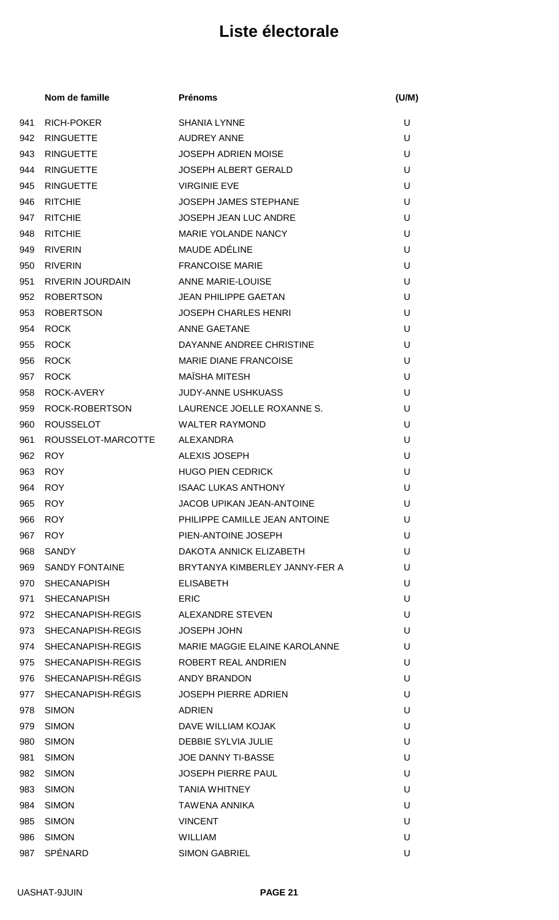# Liste électorale

| | Nom de famille | Prénoms | (U/M) |
|---|---|---|---|
| 941 | RICH-POKER | SHANIA LYNNE | U |
| 942 | RINGUETTE | AUDREY ANNE | U |
| 943 | RINGUETTE | JOSEPH ADRIEN MOISE | U |
| 944 | RINGUETTE | JOSEPH ALBERT GERALD | U |
| 945 | RINGUETTE | VIRGINIE EVE | U |
| 946 | RITCHIE | JOSEPH JAMES STEPHANE | U |
| 947 | RITCHIE | JOSEPH JEAN LUC ANDRE | U |
| 948 | RITCHIE | MARIE YOLANDE NANCY | U |
| 949 | RIVERIN | MAUDE ADÉLINE | U |
| 950 | RIVERIN | FRANCOISE MARIE | U |
| 951 | RIVERIN JOURDAIN | ANNE MARIE-LOUISE | U |
| 952 | ROBERTSON | JEAN PHILIPPE GAETAN | U |
| 953 | ROBERTSON | JOSEPH CHARLES HENRI | U |
| 954 | ROCK | ANNE GAETANE | U |
| 955 | ROCK | DAYANNE ANDREE CHRISTINE | U |
| 956 | ROCK | MARIE DIANE FRANCOISE | U |
| 957 | ROCK | MAÏSHA MITESH | U |
| 958 | ROCK-AVERY | JUDY-ANNE USHKUASS | U |
| 959 | ROCK-ROBERTSON | LAURENCE JOELLE ROXANNE S. | U |
| 960 | ROUSSELOT | WALTER RAYMOND | U |
| 961 | ROUSSELOT-MARCOTTE | ALEXANDRA | U |
| 962 | ROY | ALEXIS JOSEPH | U |
| 963 | ROY | HUGO PIEN CEDRICK | U |
| 964 | ROY | ISAAC LUKAS ANTHONY | U |
| 965 | ROY | JACOB UPIKAN JEAN-ANTOINE | U |
| 966 | ROY | PHILIPPE CAMILLE JEAN ANTOINE | U |
| 967 | ROY | PIEN-ANTOINE JOSEPH | U |
| 968 | SANDY | DAKOTA ANNICK ELIZABETH | U |
| 969 | SANDY FONTAINE | BRYTANYA KIMBERLEY JANNY-FER A | U |
| 970 | SHECANAPISH | ELISABETH | U |
| 971 | SHECANAPISH | ERIC | U |
| 972 | SHECANAPISH-REGIS | ALEXANDRE STEVEN | U |
| 973 | SHECANAPISH-REGIS | JOSEPH JOHN | U |
| 974 | SHECANAPISH-REGIS | MARIE MAGGIE ELAINE KAROLANNE | U |
| 975 | SHECANAPISH-REGIS | ROBERT REAL ANDRIEN | U |
| 976 | SHECANAPISH-RÉGIS | ANDY BRANDON | U |
| 977 | SHECANAPISH-RÉGIS | JOSEPH PIERRE ADRIEN | U |
| 978 | SIMON | ADRIEN | U |
| 979 | SIMON | DAVE WILLIAM KOJAK | U |
| 980 | SIMON | DEBBIE SYLVIA JULIE | U |
| 981 | SIMON | JOE DANNY TI-BASSE | U |
| 982 | SIMON | JOSEPH PIERRE PAUL | U |
| 983 | SIMON | TANIA WHITNEY | U |
| 984 | SIMON | TAWENA ANNIKA | U |
| 985 | SIMON | VINCENT | U |
| 986 | SIMON | WILLIAM | U |
| 987 | SPÉNARD | SIMON GABRIEL | U |

UASHAT-9JUIN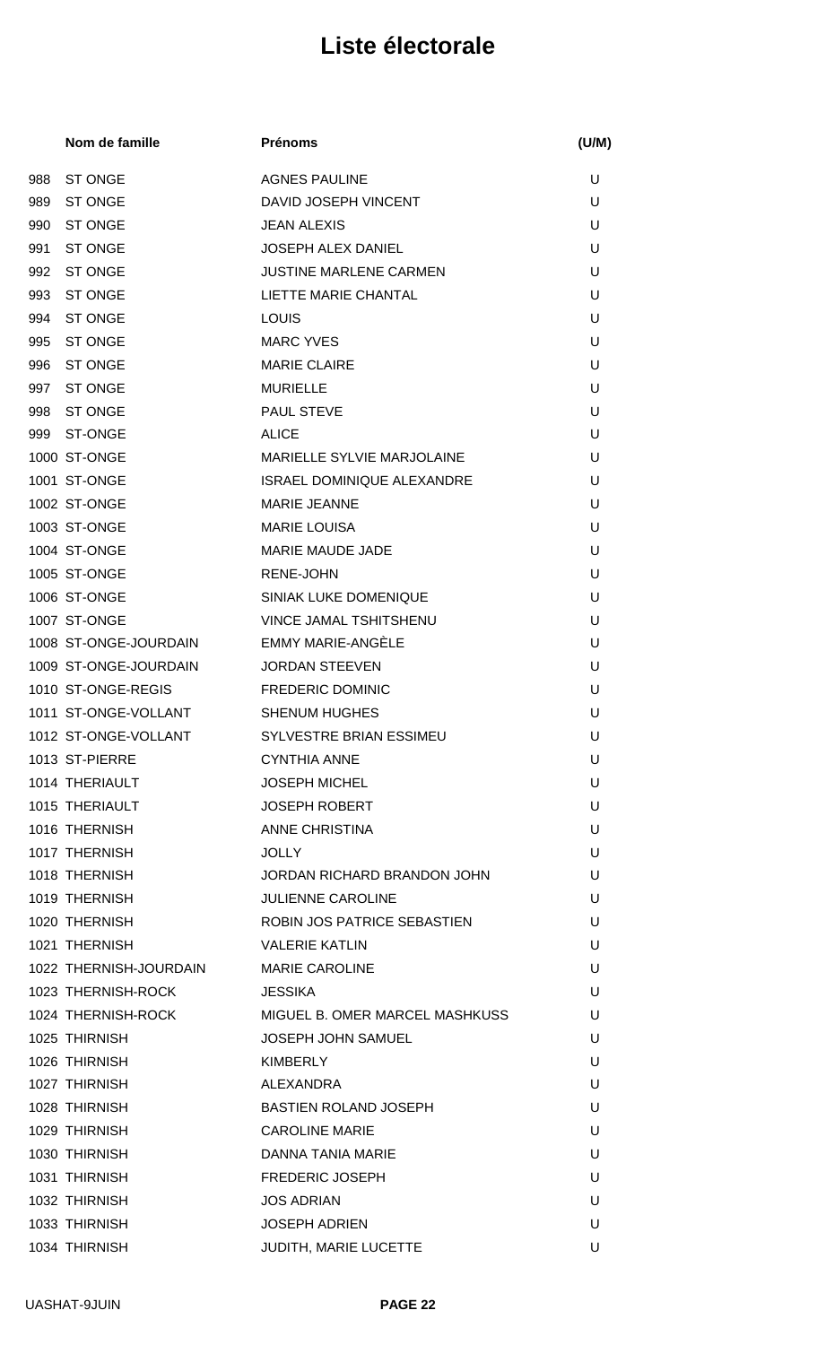# Liste électorale

| | Nom de famille | Prénoms | (U/M) |
|---|---|---|---|
| 988 | ST ONGE | AGNES PAULINE | U |
| 989 | ST ONGE | DAVID JOSEPH VINCENT | U |
| 990 | ST ONGE | JEAN ALEXIS | U |
| 991 | ST ONGE | JOSEPH ALEX DANIEL | U |
| 992 | ST ONGE | JUSTINE MARLENE CARMEN | U |
| 993 | ST ONGE | LIETTE MARIE CHANTAL | U |
| 994 | ST ONGE | LOUIS | U |
| 995 | ST ONGE | MARC YVES | U |
| 996 | ST ONGE | MARIE CLAIRE | U |
| 997 | ST ONGE | MURIELLE | U |
| 998 | ST ONGE | PAUL STEVE | U |
| 999 | ST-ONGE | ALICE | U |
| 1000 | ST-ONGE | MARIELLE SYLVIE MARJOLAINE | U |
| 1001 | ST-ONGE | ISRAEL DOMINIQUE ALEXANDRE | U |
| 1002 | ST-ONGE | MARIE JEANNE | U |
| 1003 | ST-ONGE | MARIE LOUISA | U |
| 1004 | ST-ONGE | MARIE MAUDE JADE | U |
| 1005 | ST-ONGE | RENE-JOHN | U |
| 1006 | ST-ONGE | SINIAK LUKE DOMENIQUE | U |
| 1007 | ST-ONGE | VINCE JAMAL TSHITSHENU | U |
| 1008 | ST-ONGE-JOURDAIN | EMMY MARIE-ANGÈLE | U |
| 1009 | ST-ONGE-JOURDAIN | JORDAN STEEVEN | U |
| 1010 | ST-ONGE-REGIS | FREDERIC DOMINIC | U |
| 1011 | ST-ONGE-VOLLANT | SHENUM HUGHES | U |
| 1012 | ST-ONGE-VOLLANT | SYLVESTRE BRIAN ESSIMEU | U |
| 1013 | ST-PIERRE | CYNTHIA ANNE | U |
| 1014 | THERIAULT | JOSEPH MICHEL | U |
| 1015 | THERIAULT | JOSEPH ROBERT | U |
| 1016 | THERNISH | ANNE CHRISTINA | U |
| 1017 | THERNISH | JOLLY | U |
| 1018 | THERNISH | JORDAN RICHARD BRANDON JOHN | U |
| 1019 | THERNISH | JULIENNE CAROLINE | U |
| 1020 | THERNISH | ROBIN JOS PATRICE SEBASTIEN | U |
| 1021 | THERNISH | VALERIE KATLIN | U |
| 1022 | THERNISH-JOURDAIN | MARIE CAROLINE | U |
| 1023 | THERNISH-ROCK | JESSIKA | U |
| 1024 | THERNISH-ROCK | MIGUEL B. OMER MARCEL MASHKUSS | U |
| 1025 | THIRNISH | JOSEPH JOHN SAMUEL | U |
| 1026 | THIRNISH | KIMBERLY | U |
| 1027 | THIRNISH | ALEXANDRA | U |
| 1028 | THIRNISH | BASTIEN ROLAND JOSEPH | U |
| 1029 | THIRNISH | CAROLINE MARIE | U |
| 1030 | THIRNISH | DANNA TANIA MARIE | U |
| 1031 | THIRNISH | FREDERIC JOSEPH | U |
| 1032 | THIRNISH | JOS ADRIAN | U |
| 1033 | THIRNISH | JOSEPH ADRIEN | U |
| 1034 | THIRNISH | JUDITH, MARIE LUCETTE | U |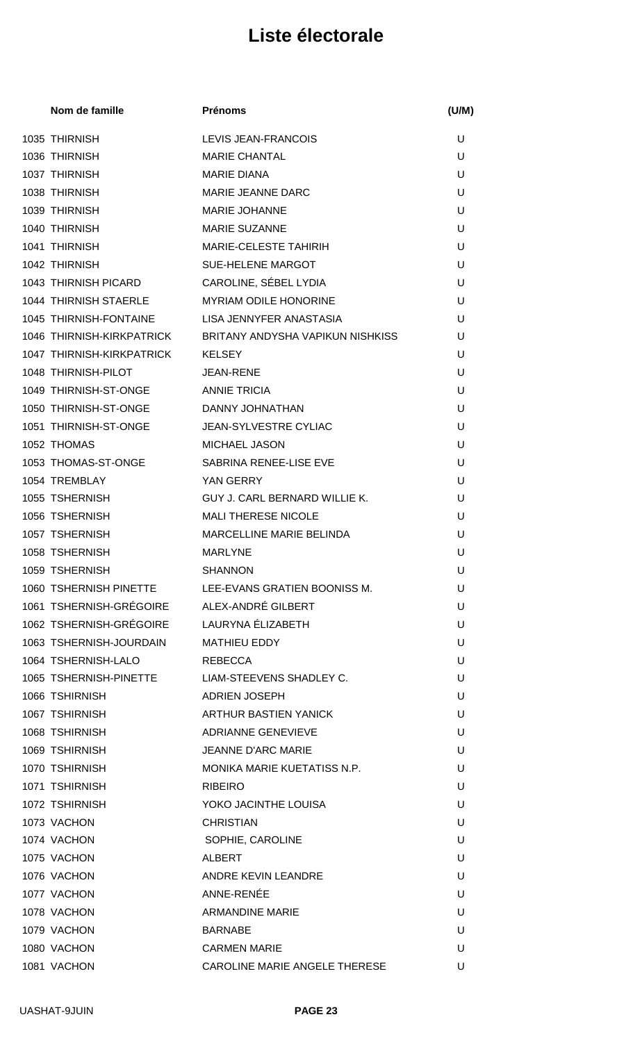# Liste électorale

| | Nom de famille | Prénoms | (U/M) |
|---|---|---|---|
| 1035 | THIRNISH | LEVIS JEAN-FRANCOIS | U |
| 1036 | THIRNISH | MARIE CHANTAL | U |
| 1037 | THIRNISH | MARIE DIANA | U |
| 1038 | THIRNISH | MARIE JEANNE DARC | U |
| 1039 | THIRNISH | MARIE JOHANNE | U |
| 1040 | THIRNISH | MARIE SUZANNE | U |
| 1041 | THIRNISH | MARIE-CELESTE TAHIRIH | U |
| 1042 | THIRNISH | SUE-HELENE MARGOT | U |
| 1043 | THIRNISH PICARD | CAROLINE, SÉBEL LYDIA | U |
| 1044 | THIRNISH STAERLE | MYRIAM ODILE HONORINE | U |
| 1045 | THIRNISH-FONTAINE | LISA JENNYFER ANASTASIA | U |
| 1046 | THIRNISH-KIRKPATRICK | BRITANY ANDYSHA VAPIKUN NISHKISS | U |
| 1047 | THIRNISH-KIRKPATRICK | KELSEY | U |
| 1048 | THIRNISH-PILOT | JEAN-RENE | U |
| 1049 | THIRNISH-ST-ONGE | ANNIE TRICIA | U |
| 1050 | THIRNISH-ST-ONGE | DANNY JOHNATHAN | U |
| 1051 | THIRNISH-ST-ONGE | JEAN-SYLVESTRE CYLIAC | U |
| 1052 | THOMAS | MICHAEL JASON | U |
| 1053 | THOMAS-ST-ONGE | SABRINA RENEE-LISE EVE | U |
| 1054 | TREMBLAY | YAN GERRY | U |
| 1055 | TSHERNISH | GUY J. CARL BERNARD WILLIE K. | U |
| 1056 | TSHERNISH | MALI THERESE NICOLE | U |
| 1057 | TSHERNISH | MARCELLINE MARIE BELINDA | U |
| 1058 | TSHERNISH | MARLYNE | U |
| 1059 | TSHERNISH | SHANNON | U |
| 1060 | TSHERNISH PINETTE | LEE-EVANS GRATIEN BOONISS M. | U |
| 1061 | TSHERNISH-GRÉGOIRE | ALEX-ANDRÉ GILBERT | U |
| 1062 | TSHERNISH-GRÉGOIRE | LAURYNA ÉLIZABETH | U |
| 1063 | TSHERNISH-JOURDAIN | MATHIEU EDDY | U |
| 1064 | TSHERNISH-LALO | REBECCA | U |
| 1065 | TSHERNISH-PINETTE | LIAM-STEEVENS SHADLEY C. | U |
| 1066 | TSHIRNISH | ADRIEN JOSEPH | U |
| 1067 | TSHIRNISH | ARTHUR BASTIEN YANICK | U |
| 1068 | TSHIRNISH | ADRIANNE GENEVIEVE | U |
| 1069 | TSHIRNISH | JEANNE D'ARC MARIE | U |
| 1070 | TSHIRNISH | MONIKA MARIE KUETATISS N.P. | U |
| 1071 | TSHIRNISH | RIBEIRO | U |
| 1072 | TSHIRNISH | YOKO JACINTHE LOUISA | U |
| 1073 | VACHON | CHRISTIAN | U |
| 1074 | VACHON | SOPHIE, CAROLINE | U |
| 1075 | VACHON | ALBERT | U |
| 1076 | VACHON | ANDRE KEVIN LEANDRE | U |
| 1077 | VACHON | ANNE-RENÉE | U |
| 1078 | VACHON | ARMANDINE MARIE | U |
| 1079 | VACHON | BARNABE | U |
| 1080 | VACHON | CARMEN MARIE | U |
| 1081 | VACHON | CAROLINE MARIE ANGELE THERESE | U |

UASHAT-9JUIN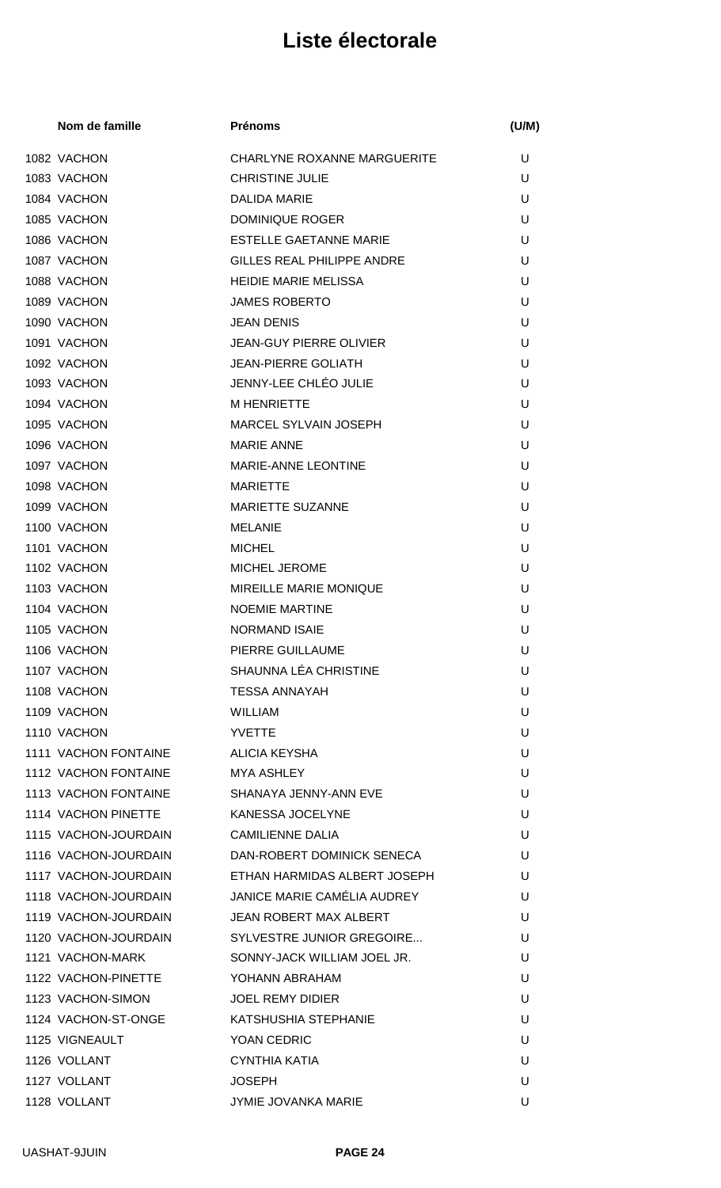# Liste électorale

| | Nom de famille | Prénoms | (U/M) |
|---|---|---|---|
| 1082 | VACHON | CHARLYNE ROXANNE MARGUERITE | U |
| 1083 | VACHON | CHRISTINE JULIE | U |
| 1084 | VACHON | DALIDA MARIE | U |
| 1085 | VACHON | DOMINIQUE ROGER | U |
| 1086 | VACHON | ESTELLE GAETANNE MARIE | U |
| 1087 | VACHON | GILLES REAL PHILIPPE ANDRE | U |
| 1088 | VACHON | HEIDIE MARIE MELISSA | U |
| 1089 | VACHON | JAMES ROBERTO | U |
| 1090 | VACHON | JEAN DENIS | U |
| 1091 | VACHON | JEAN-GUY PIERRE OLIVIER | U |
| 1092 | VACHON | JEAN-PIERRE GOLIATH | U |
| 1093 | VACHON | JENNY-LEE CHLÉO JULIE | U |
| 1094 | VACHON | M HENRIETTE | U |
| 1095 | VACHON | MARCEL SYLVAIN JOSEPH | U |
| 1096 | VACHON | MARIE ANNE | U |
| 1097 | VACHON | MARIE-ANNE LEONTINE | U |
| 1098 | VACHON | MARIETTE | U |
| 1099 | VACHON | MARIETTE SUZANNE | U |
| 1100 | VACHON | MELANIE | U |
| 1101 | VACHON | MICHEL | U |
| 1102 | VACHON | MICHEL JEROME | U |
| 1103 | VACHON | MIREILLE MARIE MONIQUE | U |
| 1104 | VACHON | NOEMIE MARTINE | U |
| 1105 | VACHON | NORMAND ISAIE | U |
| 1106 | VACHON | PIERRE GUILLAUME | U |
| 1107 | VACHON | SHAUNNA LÉA CHRISTINE | U |
| 1108 | VACHON | TESSA ANNAYAH | U |
| 1109 | VACHON | WILLIAM | U |
| 1110 | VACHON | YVETTE | U |
| 1111 | VACHON FONTAINE | ALICIA KEYSHA | U |
| 1112 | VACHON FONTAINE | MYA ASHLEY | U |
| 1113 | VACHON FONTAINE | SHANAYA JENNY-ANN EVE | U |
| 1114 | VACHON PINETTE | KANESSA JOCELYNE | U |
| 1115 | VACHON-JOURDAIN | CAMILIENNE DALIA | U |
| 1116 | VACHON-JOURDAIN | DAN-ROBERT DOMINICK SENECA | U |
| 1117 | VACHON-JOURDAIN | ETHAN HARMIDAS ALBERT JOSEPH | U |
| 1118 | VACHON-JOURDAIN | JANICE MARIE CAMÉLIA AUDREY | U |
| 1119 | VACHON-JOURDAIN | JEAN ROBERT MAX ALBERT | U |
| 1120 | VACHON-JOURDAIN | SYLVESTRE JUNIOR GREGOIRE... | U |
| 1121 | VACHON-MARK | SONNY-JACK WILLIAM JOEL JR. | U |
| 1122 | VACHON-PINETTE | YOHANN ABRAHAM | U |
| 1123 | VACHON-SIMON | JOEL REMY DIDIER | U |
| 1124 | VACHON-ST-ONGE | KATSHUSHIA STEPHANIE | U |
| 1125 | VIGNEAULT | YOAN CEDRIC | U |
| 1126 | VOLLANT | CYNTHIA KATIA | U |
| 1127 | VOLLANT | JOSEPH | U |
| 1128 | VOLLANT | JYMIE JOVANKA MARIE | U |

UASHAT-9JUIN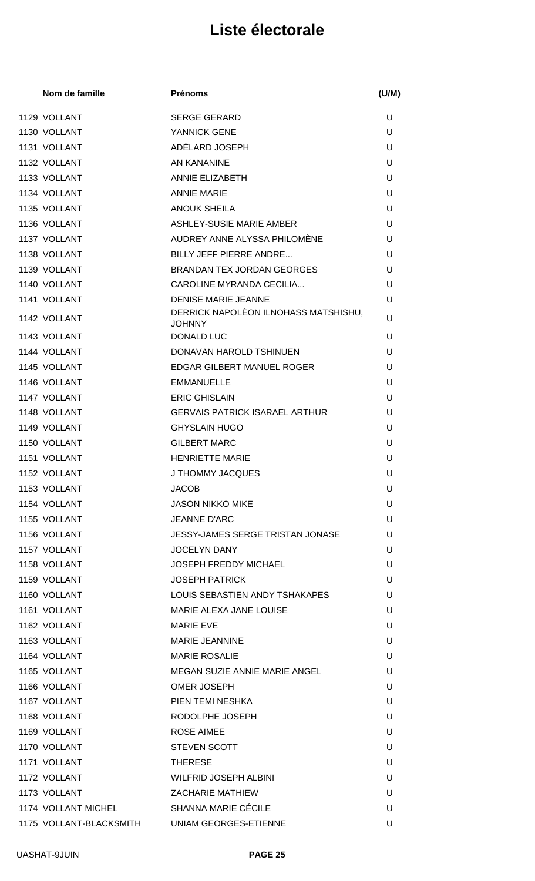# Liste électorale

| | Nom de famille | Prénoms | (U/M) |
|---|---|---|---|
| 1129 | VOLLANT | SERGE GERARD | U |
| 1130 | VOLLANT | YANNICK GENE | U |
| 1131 | VOLLANT | ADÉLARD JOSEPH | U |
| 1132 | VOLLANT | AN KANANINE | U |
| 1133 | VOLLANT | ANNIE ELIZABETH | U |
| 1134 | VOLLANT | ANNIE MARIE | U |
| 1135 | VOLLANT | ANOUK SHEILA | U |
| 1136 | VOLLANT | ASHLEY-SUSIE MARIE AMBER | U |
| 1137 | VOLLANT | AUDREY ANNE ALYSSA PHILOMÈNE | U |
| 1138 | VOLLANT | BILLY JEFF PIERRE ANDRE... | U |
| 1139 | VOLLANT | BRANDAN TEX JORDAN GEORGES | U |
| 1140 | VOLLANT | CAROLINE MYRANDA CECILIA... | U |
| 1141 | VOLLANT | DENISE MARIE JEANNE | U |
| 1142 | VOLLANT | DERRICK NAPOLÉON ILNOHASS MATSHISHU, JOHNNY | U |
| 1143 | VOLLANT | DONALD LUC | U |
| 1144 | VOLLANT | DONAVAN HAROLD TSHINUEN | U |
| 1145 | VOLLANT | EDGAR GILBERT MANUEL ROGER | U |
| 1146 | VOLLANT | EMMANUELLE | U |
| 1147 | VOLLANT | ERIC GHISLAIN | U |
| 1148 | VOLLANT | GERVAIS PATRICK ISARAEL ARTHUR | U |
| 1149 | VOLLANT | GHYSLAIN HUGO | U |
| 1150 | VOLLANT | GILBERT MARC | U |
| 1151 | VOLLANT | HENRIETTE MARIE | U |
| 1152 | VOLLANT | J THOMMY JACQUES | U |
| 1153 | VOLLANT | JACOB | U |
| 1154 | VOLLANT | JASON NIKKO MIKE | U |
| 1155 | VOLLANT | JEANNE D'ARC | U |
| 1156 | VOLLANT | JESSY-JAMES SERGE TRISTAN JONASE | U |
| 1157 | VOLLANT | JOCELYN DANY | U |
| 1158 | VOLLANT | JOSEPH FREDDY MICHAEL | U |
| 1159 | VOLLANT | JOSEPH PATRICK | U |
| 1160 | VOLLANT | LOUIS SEBASTIEN ANDY TSHAKAPES | U |
| 1161 | VOLLANT | MARIE ALEXA JANE LOUISE | U |
| 1162 | VOLLANT | MARIE EVE | U |
| 1163 | VOLLANT | MARIE JEANNINE | U |
| 1164 | VOLLANT | MARIE ROSALIE | U |
| 1165 | VOLLANT | MEGAN SUZIE ANNIE MARIE ANGEL | U |
| 1166 | VOLLANT | OMER JOSEPH | U |
| 1167 | VOLLANT | PIEN TEMI NESHKA | U |
| 1168 | VOLLANT | RODOLPHE JOSEPH | U |
| 1169 | VOLLANT | ROSE AIMEE | U |
| 1170 | VOLLANT | STEVEN SCOTT | U |
| 1171 | VOLLANT | THERESE | U |
| 1172 | VOLLANT | WILFRID JOSEPH ALBINI | U |
| 1173 | VOLLANT | ZACHARIE MATHIEW | U |
| 1174 | VOLLANT MICHEL | SHANNA MARIE CÉCILE | U |
| 1175 | VOLLANT-BLACKSMITH | UNIAM GEORGES-ETIENNE | U |

UASHAT-9JUIN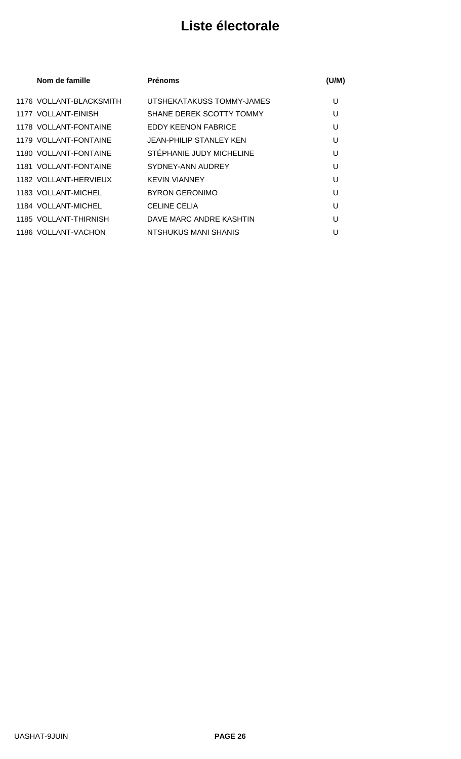# Liste électorale

| | Nom de famille | Prénoms | (U/M) |
|---|---|---|---|
| 1176 | VOLLANT-BLACKSMITH | UTSHEKATAKUSS TOMMY-JAMES | U |
| 1177 | VOLLANT-EINISH | SHANE DEREK SCOTTY TOMMY | U |
| 1178 | VOLLANT-FONTAINE | EDDY KEENON FABRICE | U |
| 1179 | VOLLANT-FONTAINE | JEAN-PHILIP STANLEY KEN | U |
| 1180 | VOLLANT-FONTAINE | STÉPHANIE JUDY MICHELINE | U |
| 1181 | VOLLANT-FONTAINE | SYDNEY-ANN AUDREY | U |
| 1182 | VOLLANT-HERVIEUX | KEVIN VIANNEY | U |
| 1183 | VOLLANT-MICHEL | BYRON GERONIMO | U |
| 1184 | VOLLANT-MICHEL | CELINE CELIA | U |
| 1185 | VOLLANT-THIRNISH | DAVE MARC ANDRE KASHTIN | U |
| 1186 | VOLLANT-VACHON | NTSHUKUS MANI SHANIS | U |